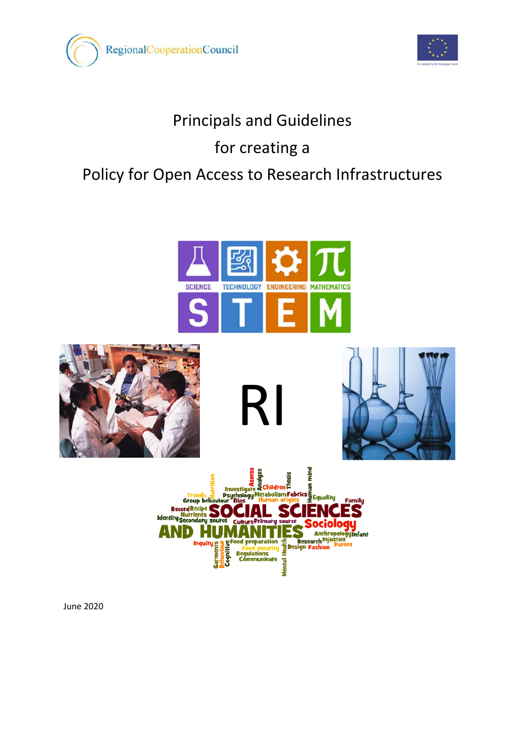# Principals and Guidelines for creating a Policy for Open Access to Research Infrastructures

RI

June 2020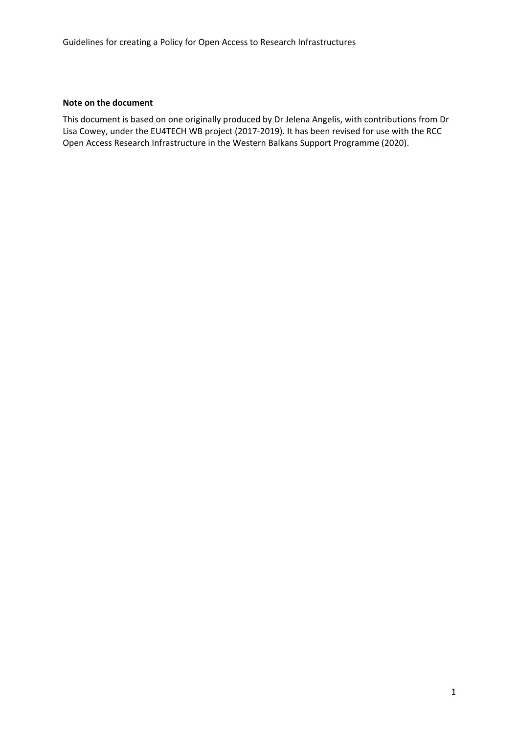**Note on the document**

This document is based on one originally produced by Dr Jelena Angelis, with contributions from Dr Lisa Cowey, under the EU4TECH WB project (2017-2019). It has been revised for use with the RCC Open Access Research Infrastructure in the Western Balkans Support Programme (2020).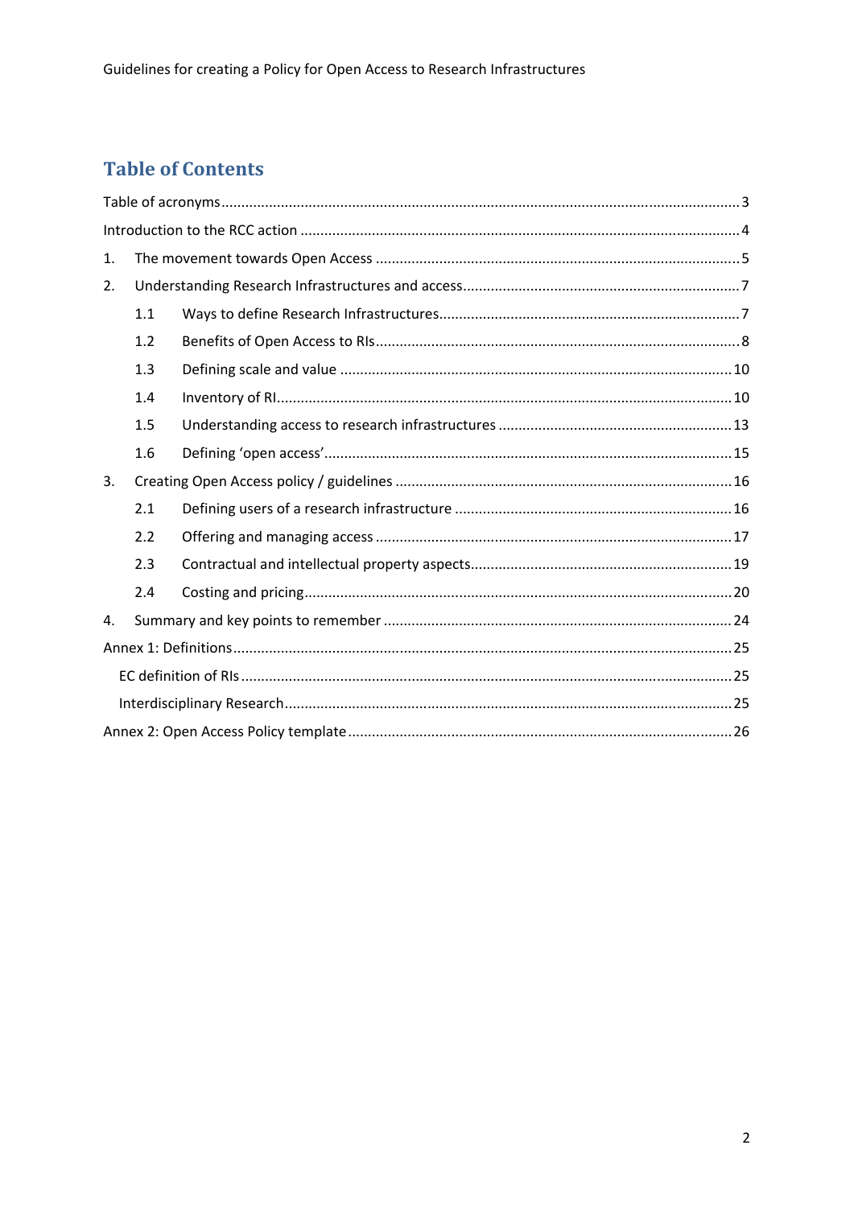# Table of Contents

Table of acronyms ..... 3

Introduction to the RCC action ..... 4

1. The movement towards Open Access ..... 5
2. Understanding Research Infrastructures and access ..... 7
   - 1.1 Ways to define Research Infrastructures ..... 7
   - 1.2 Benefits of Open Access to RIs ..... 8
   - 1.3 Defining scale and value ..... 10
   - 1.4 Inventory of RI ..... 10
   - 1.5 Understanding access to research infrastructures ..... 13
   - 1.6 Defining 'open access' ..... 15
3. Creating Open Access policy / guidelines ..... 16
   - 2.1 Defining users of a research infrastructure ..... 16
   - 2.2 Offering and managing access ..... 17
   - 2.3 Contractual and intellectual property aspects ..... 19
   - 2.4 Costing and pricing ..... 20
4. Summary and key points to remember ..... 24

Annex 1: Definitions ..... 25

- EC definition of RIs ..... 25
- Interdisciplinary Research ..... 25

Annex 2: Open Access Policy template ..... 26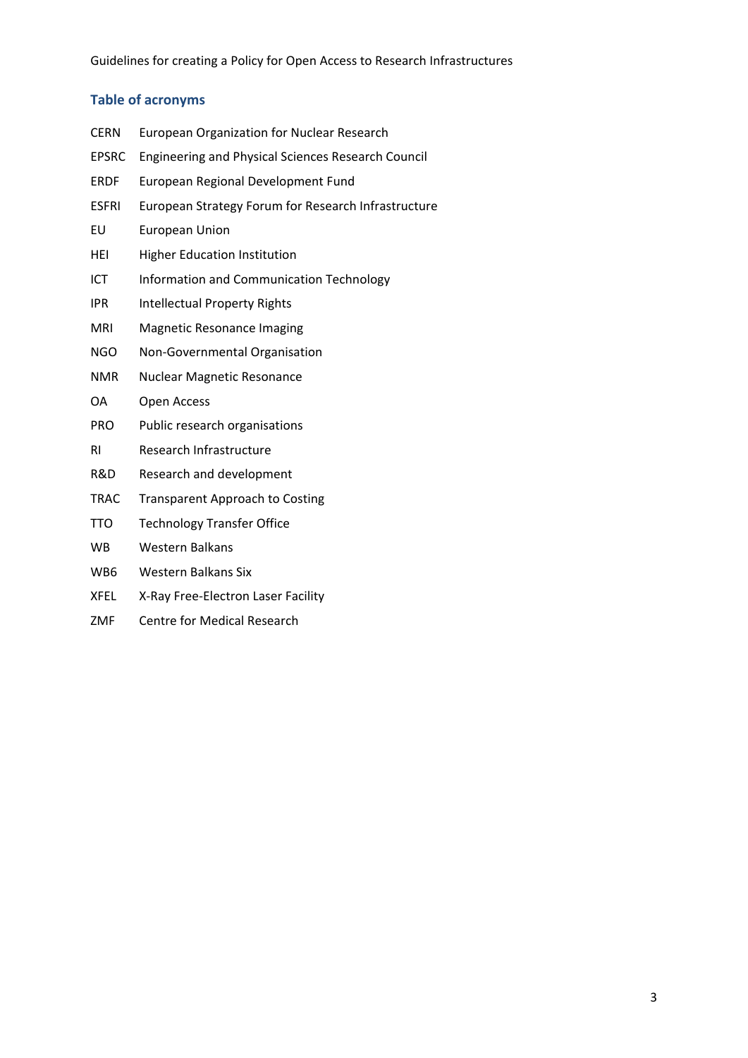## Table of acronyms

| | |
|---|---|
| CERN | European Organization for Nuclear Research |
| EPSRC | Engineering and Physical Sciences Research Council |
| ERDF | European Regional Development Fund |
| ESFRI | European Strategy Forum for Research Infrastructure |
| EU | European Union |
| HEI | Higher Education Institution |
| ICT | Information and Communication Technology |
| IPR | Intellectual Property Rights |
| MRI | Magnetic Resonance Imaging |
| NGO | Non-Governmental Organisation |
| NMR | Nuclear Magnetic Resonance |
| OA | Open Access |
| PRO | Public research organisations |
| RI | Research Infrastructure |
| R&D | Research and development |
| TRAC | Transparent Approach to Costing |
| TTO | Technology Transfer Office |
| WB | Western Balkans |
| WB6 | Western Balkans Six |
| XFEL | X-Ray Free-Electron Laser Facility |
| ZMF | Centre for Medical Research |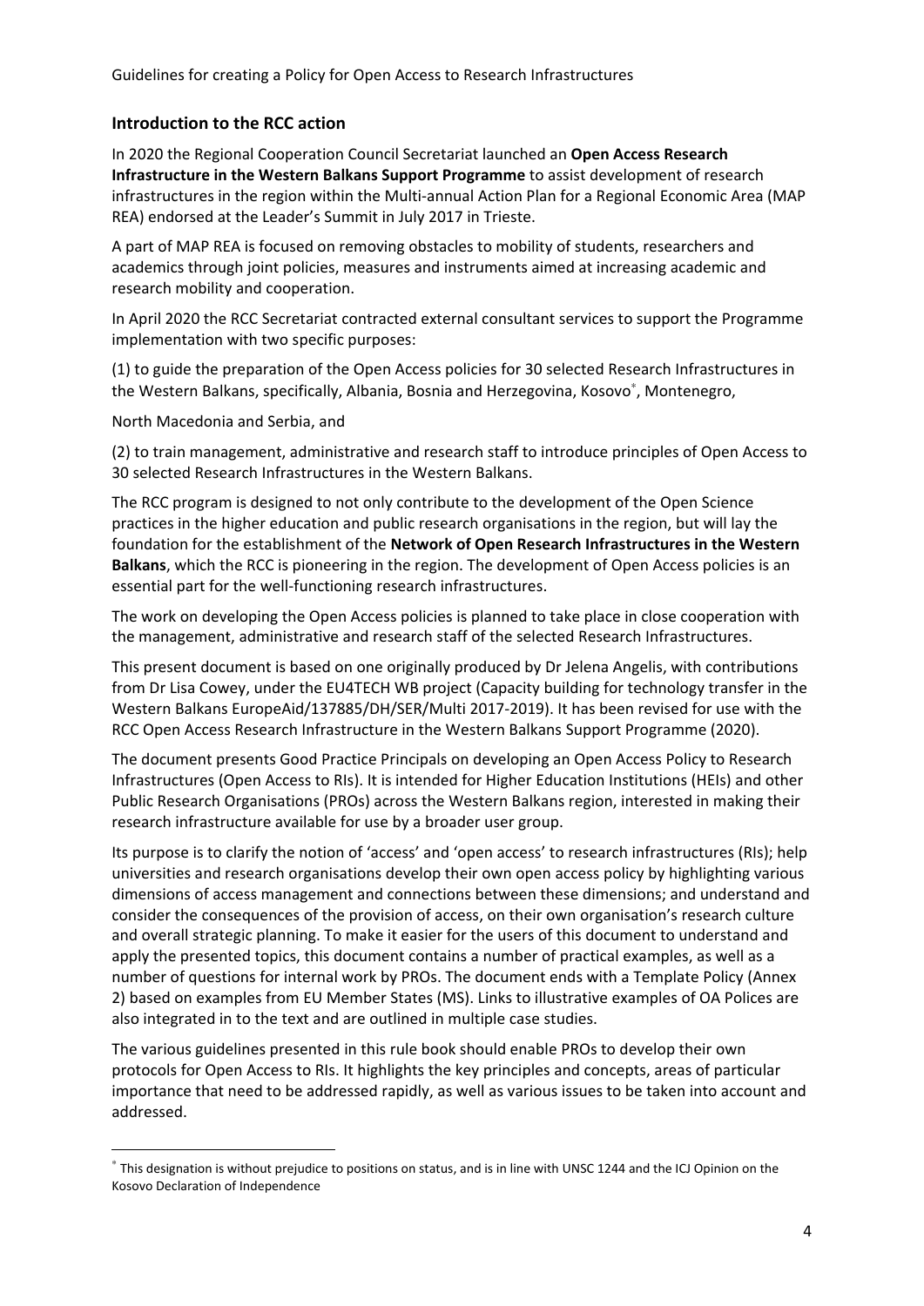## Introduction to the RCC action

In 2020 the Regional Cooperation Council Secretariat launched an **Open Access Research Infrastructure in the Western Balkans Support Programme** to assist development of research infrastructures in the region within the Multi-annual Action Plan for a Regional Economic Area (MAP REA) endorsed at the Leader's Summit in July 2017 in Trieste.

A part of MAP REA is focused on removing obstacles to mobility of students, researchers and academics through joint policies, measures and instruments aimed at increasing academic and research mobility and cooperation.

In April 2020 the RCC Secretariat contracted external consultant services to support the Programme implementation with two specific purposes:

(1) to guide the preparation of the Open Access policies for 30 selected Research Infrastructures in the Western Balkans, specifically, Albania, Bosnia and Herzegovina, Kosovo*, Montenegro,

North Macedonia and Serbia, and

(2) to train management, administrative and research staff to introduce principles of Open Access to 30 selected Research Infrastructures in the Western Balkans.

The RCC program is designed to not only contribute to the development of the Open Science practices in the higher education and public research organisations in the region, but will lay the foundation for the establishment of the **Network of Open Research Infrastructures in the Western Balkans**, which the RCC is pioneering in the region. The development of Open Access policies is an essential part for the well-functioning research infrastructures.

The work on developing the Open Access policies is planned to take place in close cooperation with the management, administrative and research staff of the selected Research Infrastructures.

This present document is based on one originally produced by Dr Jelena Angelis, with contributions from Dr Lisa Cowey, under the EU4TECH WB project (Capacity building for technology transfer in the Western Balkans EuropeAid/137885/DH/SER/Multi 2017-2019). It has been revised for use with the RCC Open Access Research Infrastructure in the Western Balkans Support Programme (2020).

The document presents Good Practice Principals on developing an Open Access Policy to Research Infrastructures (Open Access to RIs). It is intended for Higher Education Institutions (HEIs) and other Public Research Organisations (PROs) across the Western Balkans region, interested in making their research infrastructure available for use by a broader user group.

Its purpose is to clarify the notion of 'access' and 'open access' to research infrastructures (RIs); help universities and research organisations develop their own open access policy by highlighting various dimensions of access management and connections between these dimensions; and understand and consider the consequences of the provision of access, on their own organisation's research culture and overall strategic planning. To make it easier for the users of this document to understand and apply the presented topics, this document contains a number of practical examples, as well as a number of questions for internal work by PROs. The document ends with a Template Policy (Annex 2) based on examples from EU Member States (MS). Links to illustrative examples of OA Polices are also integrated in to the text and are outlined in multiple case studies.

The various guidelines presented in this rule book should enable PROs to develop their own protocols for Open Access to RIs. It highlights the key principles and concepts, areas of particular importance that need to be addressed rapidly, as well as various issues to be taken into account and addressed.

* This designation is without prejudice to positions on status, and is in line with UNSC 1244 and the ICJ Opinion on the Kosovo Declaration of Independence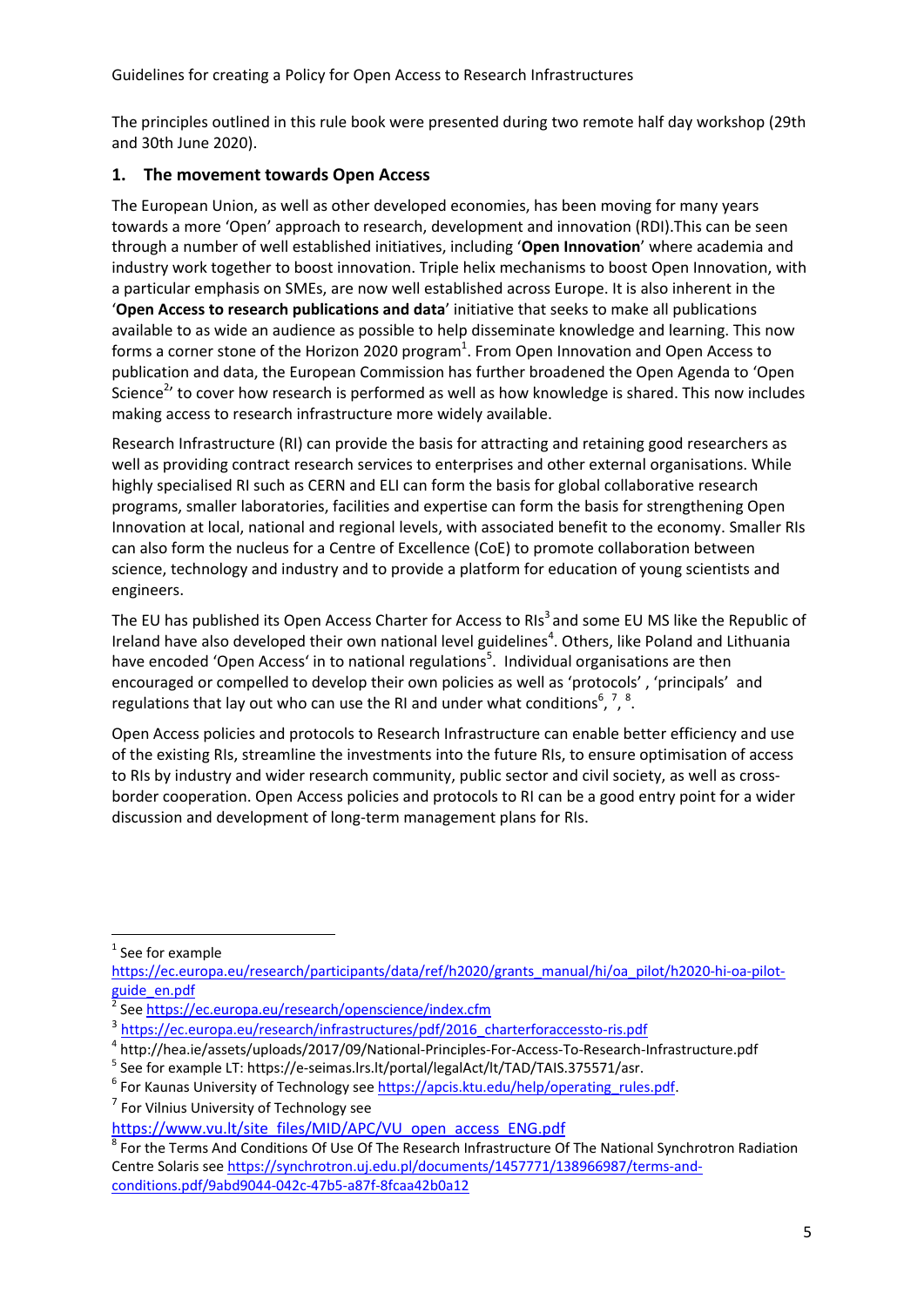The principles outlined in this rule book were presented during two remote half day workshop (29th and 30th June 2020).

## 1. The movement towards Open Access

The European Union, as well as other developed economies, has been moving for many years towards a more 'Open' approach to research, development and innovation (RDI).This can be seen through a number of well established initiatives, including '**Open Innovation**' where academia and industry work together to boost innovation. Triple helix mechanisms to boost Open Innovation, with a particular emphasis on SMEs, are now well established across Europe. It is also inherent in the '**Open Access to research publications and data**' initiative that seeks to make all publications available to as wide an audience as possible to help disseminate knowledge and learning. This now forms a corner stone of the Horizon 2020 program[1]. From Open Innovation and Open Access to publication and data, the European Commission has further broadened the Open Agenda to 'Open Science[2]' to cover how research is performed as well as how knowledge is shared. This now includes making access to research infrastructure more widely available.

Research Infrastructure (RI) can provide the basis for attracting and retaining good researchers as well as providing contract research services to enterprises and other external organisations. While highly specialised RI such as CERN and ELI can form the basis for global collaborative research programs, smaller laboratories, facilities and expertise can form the basis for strengthening Open Innovation at local, national and regional levels, with associated benefit to the economy. Smaller RIs can also form the nucleus for a Centre of Excellence (CoE) to promote collaboration between science, technology and industry and to provide a platform for education of young scientists and engineers.

The EU has published its Open Access Charter for Access to RIs[3] and some EU MS like the Republic of Ireland have also developed their own national level guidelines[4]. Others, like Poland and Lithuania have encoded 'Open Access' in to national regulations[5]. Individual organisations are then encouraged or compelled to develop their own policies as well as 'protocols' , 'principals' and regulations that lay out who can use the RI and under what conditions[6], [7], [8].

Open Access policies and protocols to Research Infrastructure can enable better efficiency and use of the existing RIs, streamline the investments into the future RIs, to ensure optimisation of access to RIs by industry and wider research community, public sector and civil society, as well as cross-border cooperation. Open Access policies and protocols to RI can be a good entry point for a wider discussion and development of long-term management plans for RIs.

---

[1] See for example https://ec.europa.eu/research/participants/data/ref/h2020/grants_manual/hi/oa_pilot/h2020-hi-oa-pilot-guide_en.pdf

[2] See https://ec.europa.eu/research/openscience/index.cfm

[3] https://ec.europa.eu/research/infrastructures/pdf/2016_charterforaccessto-ris.pdf

[4] http://hea.ie/assets/uploads/2017/09/National-Principles-For-Access-To-Research-Infrastructure.pdf

[5] See for example LT: https://e-seimas.lrs.lt/portal/legalAct/lt/TAD/TAIS.375571/asr.

[6] For Kaunas University of Technology see https://apcis.ktu.edu/help/operating_rules.pdf.

[7] For Vilnius University of Technology see https://www.vu.lt/site_files/MID/APC/VU_open_access_ENG.pdf

[8] For the Terms And Conditions Of Use Of The Research Infrastructure Of The National Synchrotron Radiation Centre Solaris see https://synchrotron.uj.edu.pl/documents/1457771/138966987/terms-and-conditions.pdf/9abd9044-042c-47b5-a87f-8fcaa42b0a12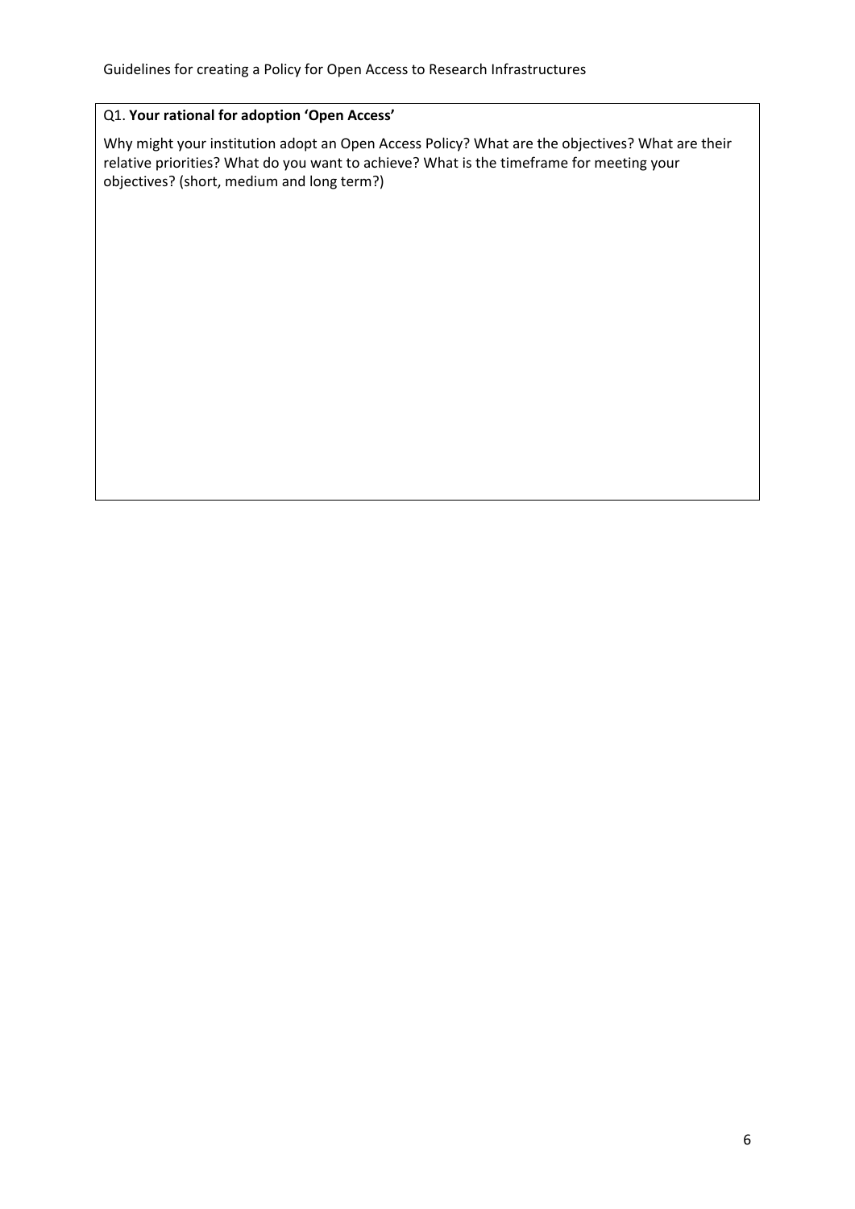Q1. **Your rational for adoption 'Open Access'**

Why might your institution adopt an Open Access Policy? What are the objectives? What are their relative priorities? What do you want to achieve? What is the timeframe for meeting your objectives? (short, medium and long term?)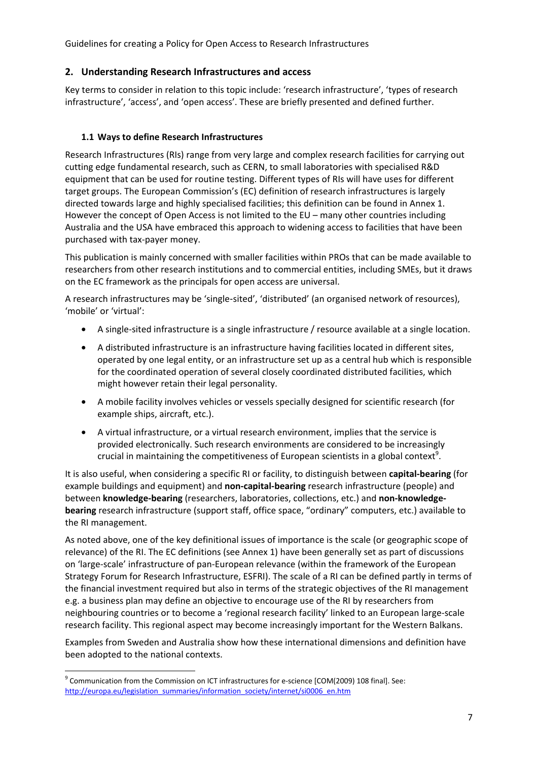## 2. Understanding Research Infrastructures and access

Key terms to consider in relation to this topic include: 'research infrastructure', 'types of research infrastructure', 'access', and 'open access'. These are briefly presented and defined further.

### 1.1 Ways to define Research Infrastructures

Research Infrastructures (RIs) range from very large and complex research facilities for carrying out cutting edge fundamental research, such as CERN, to small laboratories with specialised R&D equipment that can be used for routine testing. Different types of RIs will have uses for different target groups. The European Commission's (EC) definition of research infrastructures is largely directed towards large and highly specialised facilities; this definition can be found in Annex 1. However the concept of Open Access is not limited to the EU – many other countries including Australia and the USA have embraced this approach to widening access to facilities that have been purchased with tax-payer money.

This publication is mainly concerned with smaller facilities within PROs that can be made available to researchers from other research institutions and to commercial entities, including SMEs, but it draws on the EC framework as the principals for open access are universal.

A research infrastructures may be 'single-sited', 'distributed' (an organised network of resources), 'mobile' or 'virtual':

- A single-sited infrastructure is a single infrastructure / resource available at a single location.
- A distributed infrastructure is an infrastructure having facilities located in different sites, operated by one legal entity, or an infrastructure set up as a central hub which is responsible for the coordinated operation of several closely coordinated distributed facilities, which might however retain their legal personality.
- A mobile facility involves vehicles or vessels specially designed for scientific research (for example ships, aircraft, etc.).
- A virtual infrastructure, or a virtual research environment, implies that the service is provided electronically. Such research environments are considered to be increasingly crucial in maintaining the competitiveness of European scientists in a global context[9].

It is also useful, when considering a specific RI or facility, to distinguish between **capital-bearing** (for example buildings and equipment) and **non-capital-bearing** research infrastructure (people) and between **knowledge-bearing** (researchers, laboratories, collections, etc.) and **non-knowledge-bearing** research infrastructure (support staff, office space, "ordinary" computers, etc.) available to the RI management.

As noted above, one of the key definitional issues of importance is the scale (or geographic scope of relevance) of the RI. The EC definitions (see Annex 1) have been generally set as part of discussions on 'large-scale' infrastructure of pan-European relevance (within the framework of the European Strategy Forum for Research Infrastructure, ESFRI). The scale of a RI can be defined partly in terms of the financial investment required but also in terms of the strategic objectives of the RI management e.g. a business plan may define an objective to encourage use of the RI by researchers from neighbouring countries or to become a 'regional research facility' linked to an European large-scale research facility. This regional aspect may become increasingly important for the Western Balkans.

Examples from Sweden and Australia show how these international dimensions and definition have been adopted to the national contexts.

---

[9] Communication from the Commission on ICT infrastructures for e-science [COM(2009) 108 final]. See: http://europa.eu/legislation_summaries/information_society/internet/si0006_en.htm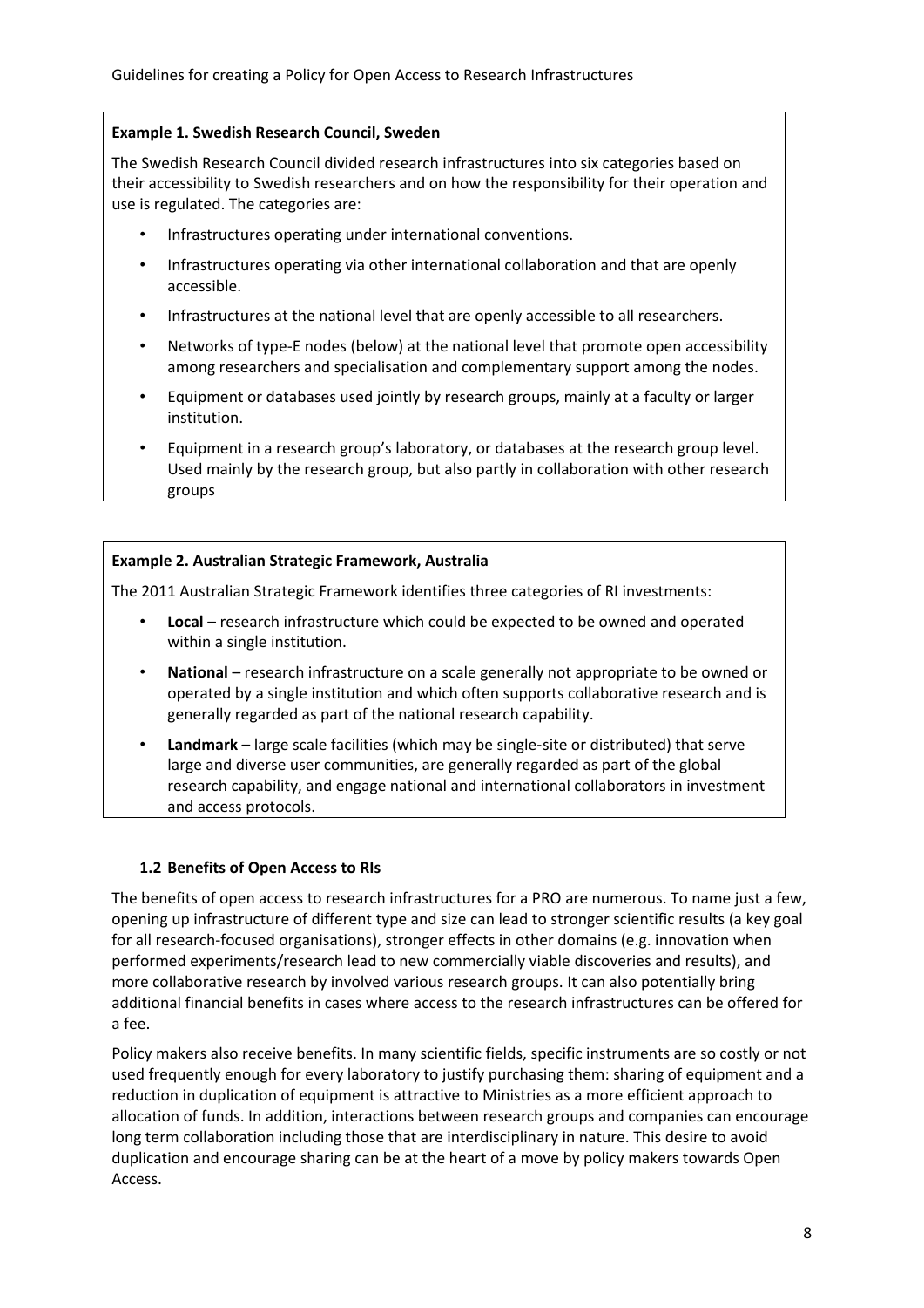**Example 1. Swedish Research Council, Sweden**

The Swedish Research Council divided research infrastructures into six categories based on their accessibility to Swedish researchers and on how the responsibility for their operation and use is regulated. The categories are:

- Infrastructures operating under international conventions.
- Infrastructures operating via other international collaboration and that are openly accessible.
- Infrastructures at the national level that are openly accessible to all researchers.
- Networks of type-E nodes (below) at the national level that promote open accessibility among researchers and specialisation and complementary support among the nodes.
- Equipment or databases used jointly by research groups, mainly at a faculty or larger institution.
- Equipment in a research group's laboratory, or databases at the research group level. Used mainly by the research group, but also partly in collaboration with other research groups

**Example 2. Australian Strategic Framework, Australia**

The 2011 Australian Strategic Framework identifies three categories of RI investments:

- **Local** – research infrastructure which could be expected to be owned and operated within a single institution.
- **National** – research infrastructure on a scale generally not appropriate to be owned or operated by a single institution and which often supports collaborative research and is generally regarded as part of the national research capability.
- **Landmark** – large scale facilities (which may be single-site or distributed) that serve large and diverse user communities, are generally regarded as part of the global research capability, and engage national and international collaborators in investment and access protocols.

### 1.2 Benefits of Open Access to RIs

The benefits of open access to research infrastructures for a PRO are numerous. To name just a few, opening up infrastructure of different type and size can lead to stronger scientific results (a key goal for all research-focused organisations), stronger effects in other domains (e.g. innovation when performed experiments/research lead to new commercially viable discoveries and results), and more collaborative research by involved various research groups. It can also potentially bring additional financial benefits in cases where access to the research infrastructures can be offered for a fee.

Policy makers also receive benefits. In many scientific fields, specific instruments are so costly or not used frequently enough for every laboratory to justify purchasing them: sharing of equipment and a reduction in duplication of equipment is attractive to Ministries as a more efficient approach to allocation of funds. In addition, interactions between research groups and companies can encourage long term collaboration including those that are interdisciplinary in nature. This desire to avoid duplication and encourage sharing can be at the heart of a move by policy makers towards Open Access.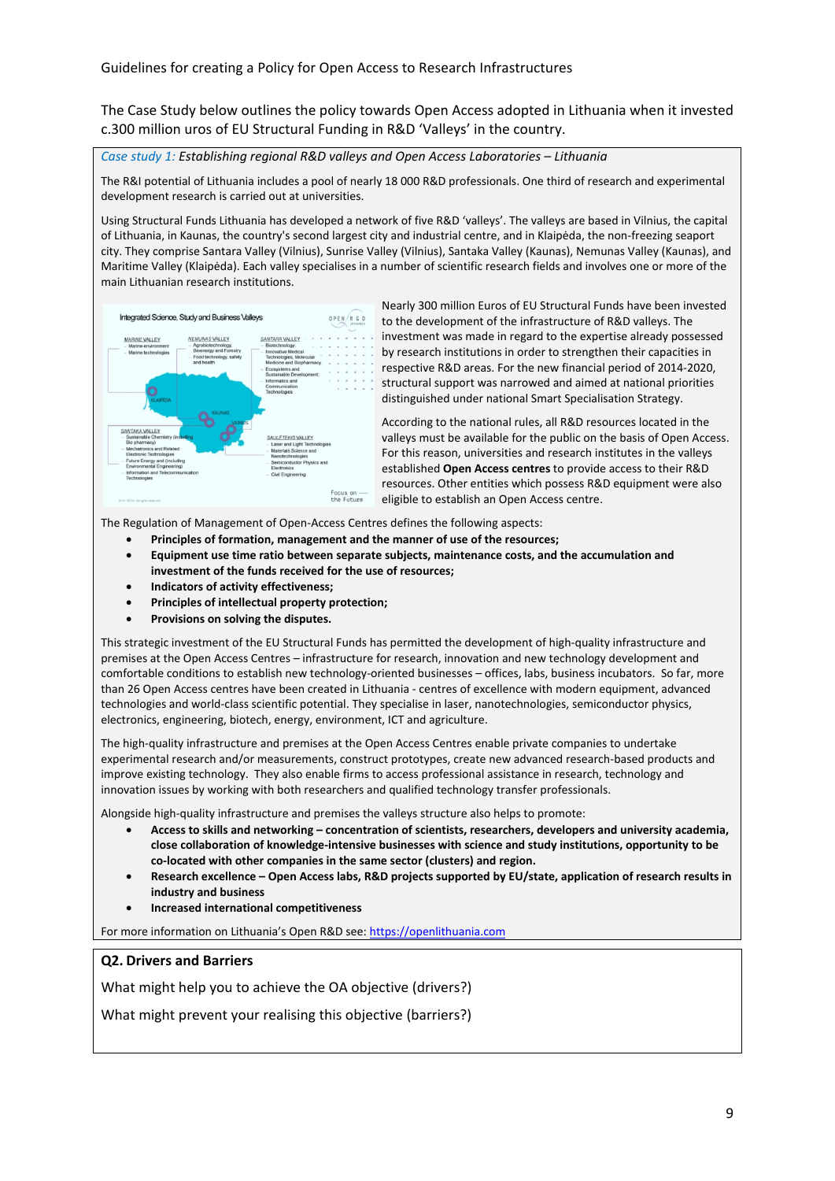The Case Study below outlines the policy towards Open Access adopted in Lithuania when it invested c.300 million uros of EU Structural Funding in R&D 'Valleys' in the country.

*Case study 1: Establishing regional R&D valleys and Open Access Laboratories – Lithuania*

The R&I potential of Lithuania includes a pool of nearly 18 000 R&D professionals. One third of research and experimental development research is carried out at universities.

Using Structural Funds Lithuania has developed a network of five R&D 'valleys'. The valleys are based in Vilnius, the capital of Lithuania, in Kaunas, the country's second largest city and industrial centre, and in Klaipėda, the non-freezing seaport city. They comprise Santara Valley (Vilnius), Sunrise Valley (Vilnius), Santaka Valley (Kaunas), Nemunas Valley (Kaunas), and Maritime Valley (Klaipėda). Each valley specialises in a number of scientific research fields and involves one or more of the main Lithuanian research institutions.

Nearly 300 million Euros of EU Structural Funds have been invested to the development of the infrastructure of R&D valleys. The investment was made in regard to the expertise already possessed by research institutions in order to strengthen their capacities in respective R&D areas. For the new financial period of 2014-2020, structural support was narrowed and aimed at national priorities distinguished under national Smart Specialisation Strategy.

According to the national rules, all R&D resources located in the valleys must be available for the public on the basis of Open Access. For this reason, universities and research institutes in the valleys established **Open Access centres** to provide access to their R&D resources. Other entities which possess R&D equipment were also eligible to establish an Open Access centre.

The Regulation of Management of Open-Access Centres defines the following aspects:

- **Principles of formation, management and the manner of use of the resources;**
- **Equipment use time ratio between separate subjects, maintenance costs, and the accumulation and investment of the funds received for the use of resources;**
- **Indicators of activity effectiveness;**
- **Principles of intellectual property protection;**
- **Provisions on solving the disputes.**

This strategic investment of the EU Structural Funds has permitted the development of high-quality infrastructure and premises at the Open Access Centres – infrastructure for research, innovation and new technology development and comfortable conditions to establish new technology-oriented businesses – offices, labs, business incubators. So far, more than 26 Open Access centres have been created in Lithuania - centres of excellence with modern equipment, advanced technologies and world-class scientific potential. They specialise in laser, nanotechnologies, semiconductor physics, electronics, engineering, biotech, energy, environment, ICT and agriculture.

The high-quality infrastructure and premises at the Open Access Centres enable private companies to undertake experimental research and/or measurements, construct prototypes, create new advanced research-based products and improve existing technology. They also enable firms to access professional assistance in research, technology and innovation issues by working with both researchers and qualified technology transfer professionals.

Alongside high-quality infrastructure and premises the valleys structure also helps to promote:

- **Access to skills and networking – concentration of scientists, researchers, developers and university academia, close collaboration of knowledge-intensive businesses with science and study institutions, opportunity to be co-located with other companies in the same sector (clusters) and region.**
- **Research excellence – Open Access labs, R&D projects supported by EU/state, application of research results in industry and business**
- **Increased international competitiveness**

For more information on Lithuania's Open R&D see: https://openlithuania.com

**Q2. Drivers and Barriers**

What might help you to achieve the OA objective (drivers?)

What might prevent your realising this objective (barriers?)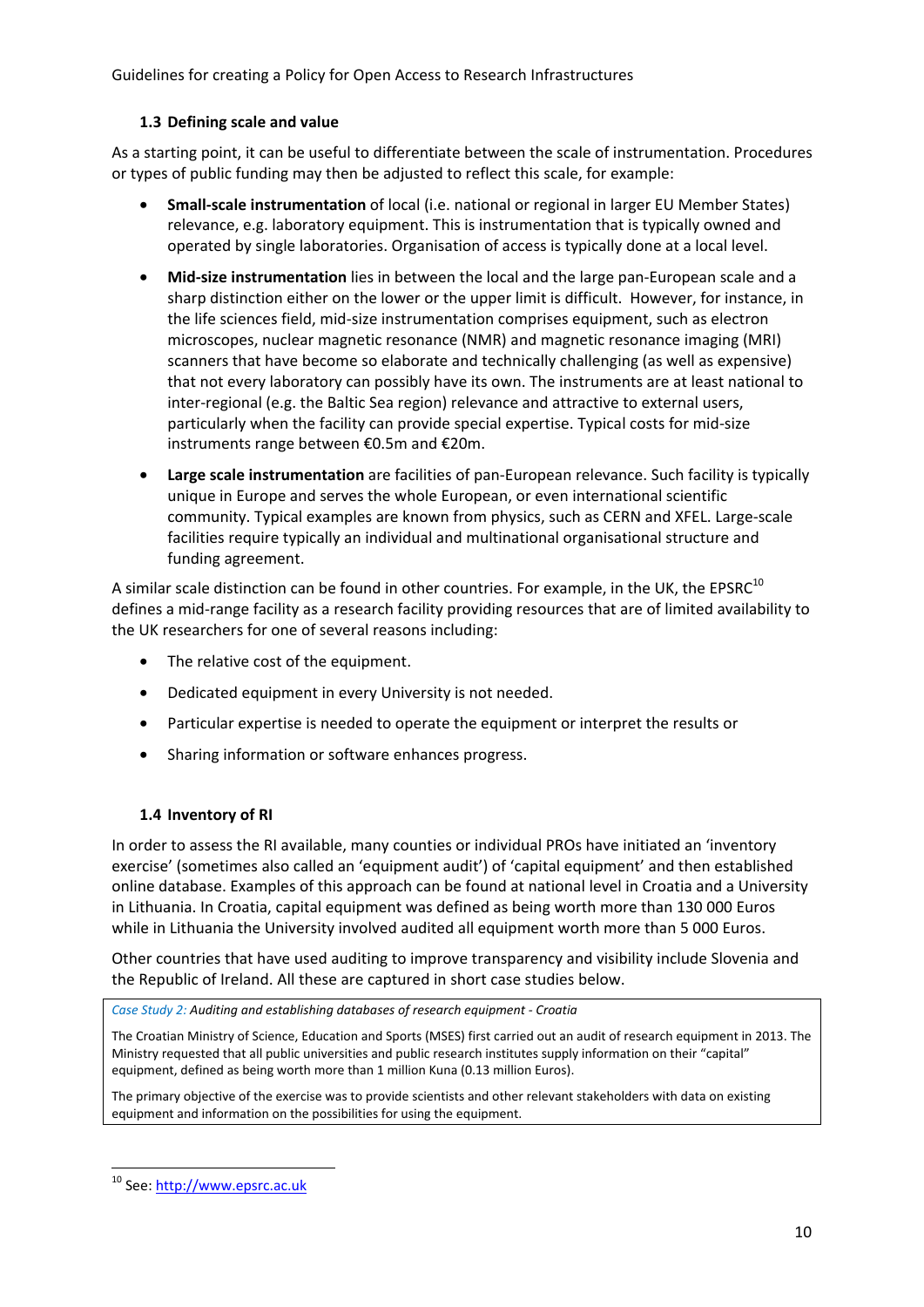### 1.3 Defining scale and value

As a starting point, it can be useful to differentiate between the scale of instrumentation. Procedures or types of public funding may then be adjusted to reflect this scale, for example:

- **Small-scale instrumentation** of local (i.e. national or regional in larger EU Member States) relevance, e.g. laboratory equipment. This is instrumentation that is typically owned and operated by single laboratories. Organisation of access is typically done at a local level.
- **Mid-size instrumentation** lies in between the local and the large pan-European scale and a sharp distinction either on the lower or the upper limit is difficult. However, for instance, in the life sciences field, mid-size instrumentation comprises equipment, such as electron microscopes, nuclear magnetic resonance (NMR) and magnetic resonance imaging (MRI) scanners that have become so elaborate and technically challenging (as well as expensive) that not every laboratory can possibly have its own. The instruments are at least national to inter-regional (e.g. the Baltic Sea region) relevance and attractive to external users, particularly when the facility can provide special expertise. Typical costs for mid-size instruments range between €0.5m and €20m.
- **Large scale instrumentation** are facilities of pan-European relevance. Such facility is typically unique in Europe and serves the whole European, or even international scientific community. Typical examples are known from physics, such as CERN and XFEL. Large-scale facilities require typically an individual and multinational organisational structure and funding agreement.

A similar scale distinction can be found in other countries. For example, in the UK, the EPSRC[10] defines a mid-range facility as a research facility providing resources that are of limited availability to the UK researchers for one of several reasons including:

- The relative cost of the equipment.
- Dedicated equipment in every University is not needed.
- Particular expertise is needed to operate the equipment or interpret the results or
- Sharing information or software enhances progress.

### 1.4 Inventory of RI

In order to assess the RI available, many counties or individual PROs have initiated an 'inventory exercise' (sometimes also called an 'equipment audit') of 'capital equipment' and then established online database. Examples of this approach can be found at national level in Croatia and a University in Lithuania. In Croatia, capital equipment was defined as being worth more than 130 000 Euros while in Lithuania the University involved audited all equipment worth more than 5 000 Euros.

Other countries that have used auditing to improve transparency and visibility include Slovenia and the Republic of Ireland. All these are captured in short case studies below.

> *Case Study 2: Auditing and establishing databases of research equipment - Croatia*
>
> The Croatian Ministry of Science, Education and Sports (MSES) first carried out an audit of research equipment in 2013. The Ministry requested that all public universities and public research institutes supply information on their "capital" equipment, defined as being worth more than 1 million Kuna (0.13 million Euros).
>
> The primary objective of the exercise was to provide scientists and other relevant stakeholders with data on existing equipment and information on the possibilities for using the equipment.

[10] See: http://www.epsrc.ac.uk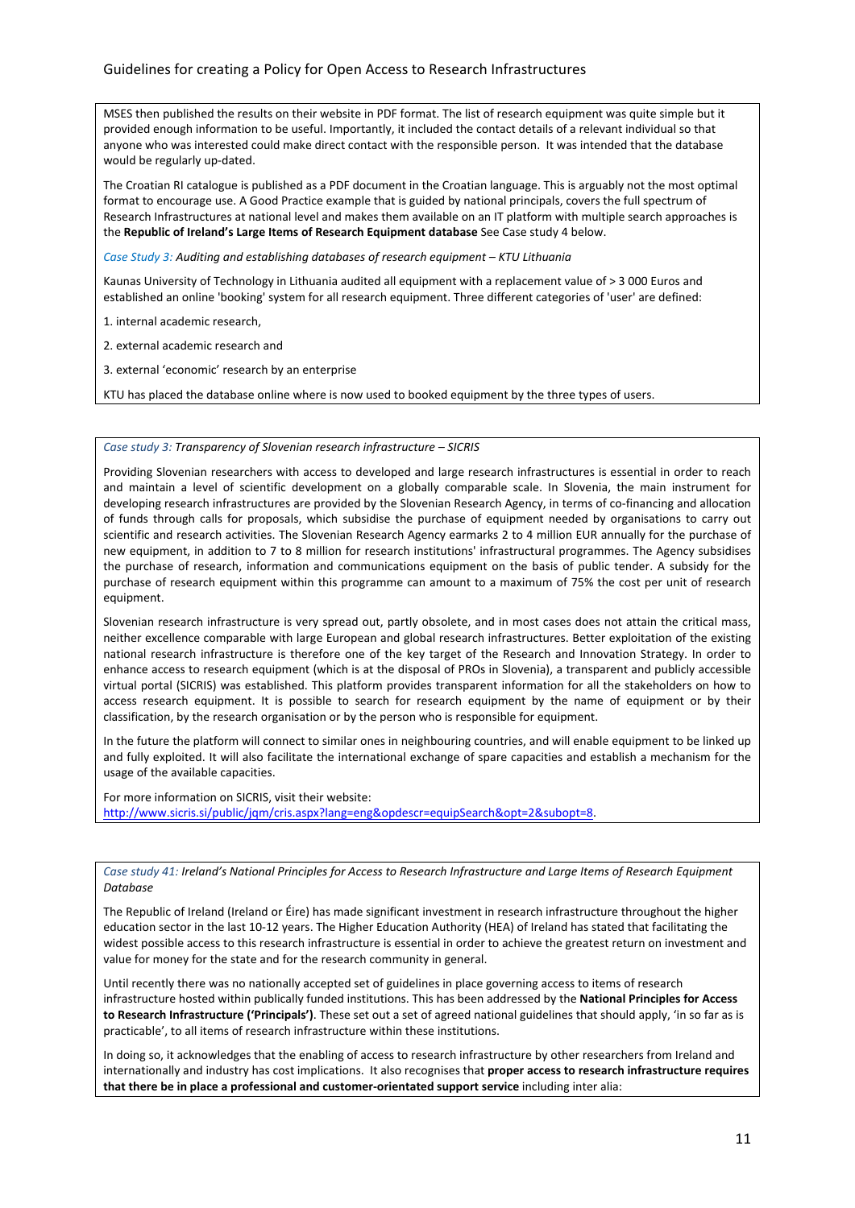MSES then published the results on their website in PDF format. The list of research equipment was quite simple but it provided enough information to be useful. Importantly, it included the contact details of a relevant individual so that anyone who was interested could make direct contact with the responsible person. It was intended that the database would be regularly up-dated.

The Croatian RI catalogue is published as a PDF document in the Croatian language. This is arguably not the most optimal format to encourage use. A Good Practice example that is guided by national principals, covers the full spectrum of Research Infrastructures at national level and makes them available on an IT platform with multiple search approaches is the **Republic of Ireland's Large Items of Research Equipment database** See Case study 4 below.

*Case Study 3: Auditing and establishing databases of research equipment – KTU Lithuania*

Kaunas University of Technology in Lithuania audited all equipment with a replacement value of > 3 000 Euros and established an online 'booking' system for all research equipment. Three different categories of 'user' are defined:

1. internal academic research,
2. external academic research and
3. external 'economic' research by an enterprise

KTU has placed the database online where is now used to booked equipment by the three types of users.

*Case study 3: Transparency of Slovenian research infrastructure – SICRIS*

Providing Slovenian researchers with access to developed and large research infrastructures is essential in order to reach and maintain a level of scientific development on a globally comparable scale. In Slovenia, the main instrument for developing research infrastructures are provided by the Slovenian Research Agency, in terms of co-financing and allocation of funds through calls for proposals, which subsidise the purchase of equipment needed by organisations to carry out scientific and research activities. The Slovenian Research Agency earmarks 2 to 4 million EUR annually for the purchase of new equipment, in addition to 7 to 8 million for research institutions' infrastructural programmes. The Agency subsidises the purchase of research, information and communications equipment on the basis of public tender. A subsidy for the purchase of research equipment within this programme can amount to a maximum of 75% the cost per unit of research equipment.

Slovenian research infrastructure is very spread out, partly obsolete, and in most cases does not attain the critical mass, neither excellence comparable with large European and global research infrastructures. Better exploitation of the existing national research infrastructure is therefore one of the key target of the Research and Innovation Strategy. In order to enhance access to research equipment (which is at the disposal of PROs in Slovenia), a transparent and publicly accessible virtual portal (SICRIS) was established. This platform provides transparent information for all the stakeholders on how to access research equipment. It is possible to search for research equipment by the name of equipment or by their classification, by the research organisation or by the person who is responsible for equipment.

In the future the platform will connect to similar ones in neighbouring countries, and will enable equipment to be linked up and fully exploited. It will also facilitate the international exchange of spare capacities and establish a mechanism for the usage of the available capacities.

For more information on SICRIS, visit their website:
http://www.sicris.si/public/jqm/cris.aspx?lang=eng&opdescr=equipSearch&opt=2&subopt=8.

*Case study 41: Ireland's National Principles for Access to Research Infrastructure and Large Items of Research Equipment Database*

The Republic of Ireland (Ireland or Éire) has made significant investment in research infrastructure throughout the higher education sector in the last 10-12 years. The Higher Education Authority (HEA) of Ireland has stated that facilitating the widest possible access to this research infrastructure is essential in order to achieve the greatest return on investment and value for money for the state and for the research community in general.

Until recently there was no nationally accepted set of guidelines in place governing access to items of research infrastructure hosted within publically funded institutions. This has been addressed by the **National Principles for Access to Research Infrastructure ('Principals')**. These set out a set of agreed national guidelines that should apply, 'in so far as is practicable', to all items of research infrastructure within these institutions.

In doing so, it acknowledges that the enabling of access to research infrastructure by other researchers from Ireland and internationally and industry has cost implications. It also recognises that **proper access to research infrastructure requires that there be in place a professional and customer-orientated support service** including inter alia: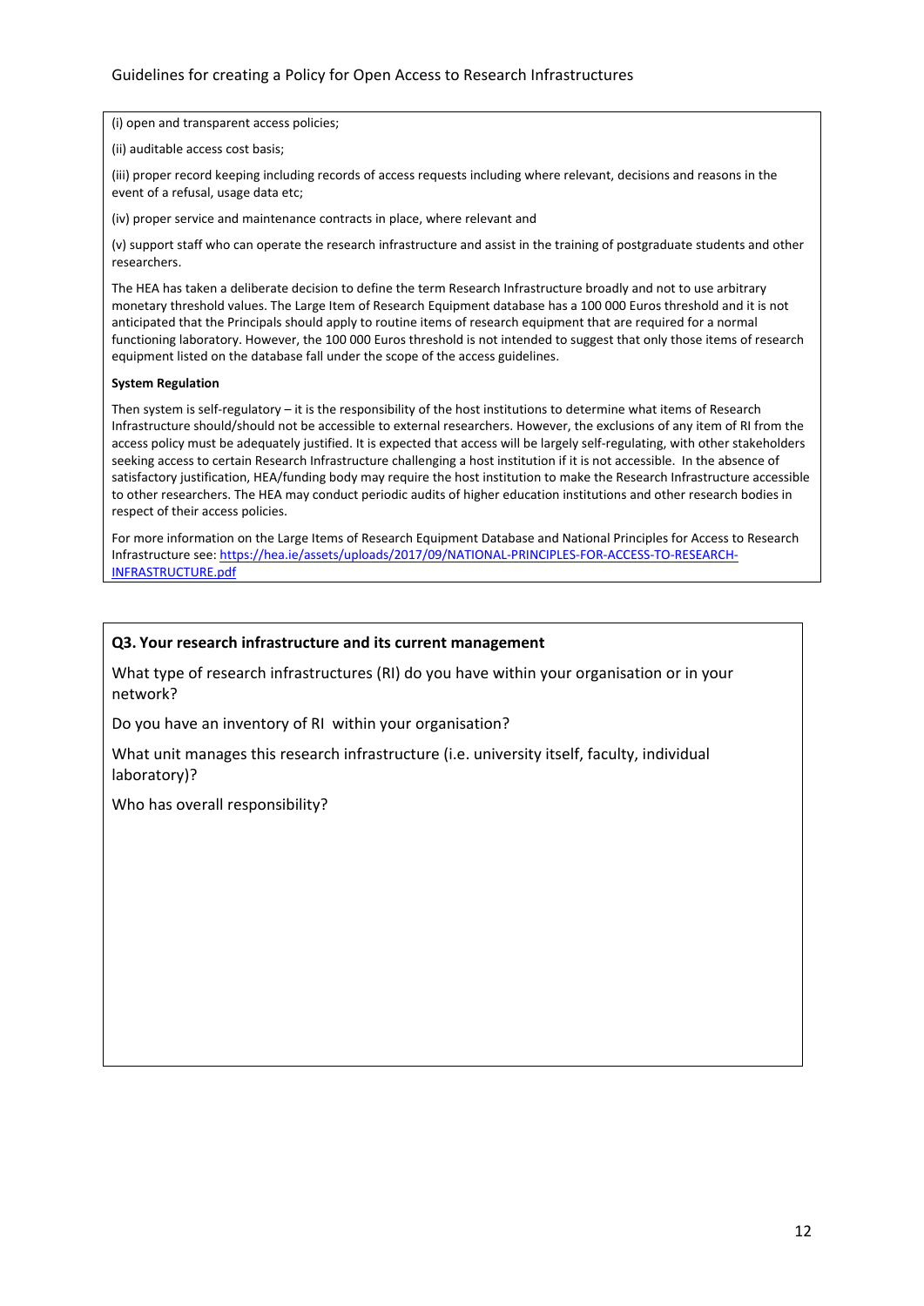(i) open and transparent access policies;

(ii) auditable access cost basis;

(iii) proper record keeping including records of access requests including where relevant, decisions and reasons in the event of a refusal, usage data etc;

(iv) proper service and maintenance contracts in place, where relevant and

(v) support staff who can operate the research infrastructure and assist in the training of postgraduate students and other researchers.

The HEA has taken a deliberate decision to define the term Research Infrastructure broadly and not to use arbitrary monetary threshold values. The Large Item of Research Equipment database has a 100 000 Euros threshold and it is not anticipated that the Principals should apply to routine items of research equipment that are required for a normal functioning laboratory. However, the 100 000 Euros threshold is not intended to suggest that only those items of research equipment listed on the database fall under the scope of the access guidelines.

**System Regulation**

Then system is self-regulatory – it is the responsibility of the host institutions to determine what items of Research Infrastructure should/should not be accessible to external researchers. However, the exclusions of any item of RI from the access policy must be adequately justified. It is expected that access will be largely self-regulating, with other stakeholders seeking access to certain Research Infrastructure challenging a host institution if it is not accessible. In the absence of satisfactory justification, HEA/funding body may require the host institution to make the Research Infrastructure accessible to other researchers. The HEA may conduct periodic audits of higher education institutions and other research bodies in respect of their access policies.

For more information on the Large Items of Research Equipment Database and National Principles for Access to Research Infrastructure see: https://hea.ie/assets/uploads/2017/09/NATIONAL-PRINCIPLES-FOR-ACCESS-TO-RESEARCH-INFRASTRUCTURE.pdf

**Q3. Your research infrastructure and its current management**

What type of research infrastructures (RI) do you have within your organisation or in your network?

Do you have an inventory of RI within your organisation?

What unit manages this research infrastructure (i.e. university itself, faculty, individual laboratory)?

Who has overall responsibility?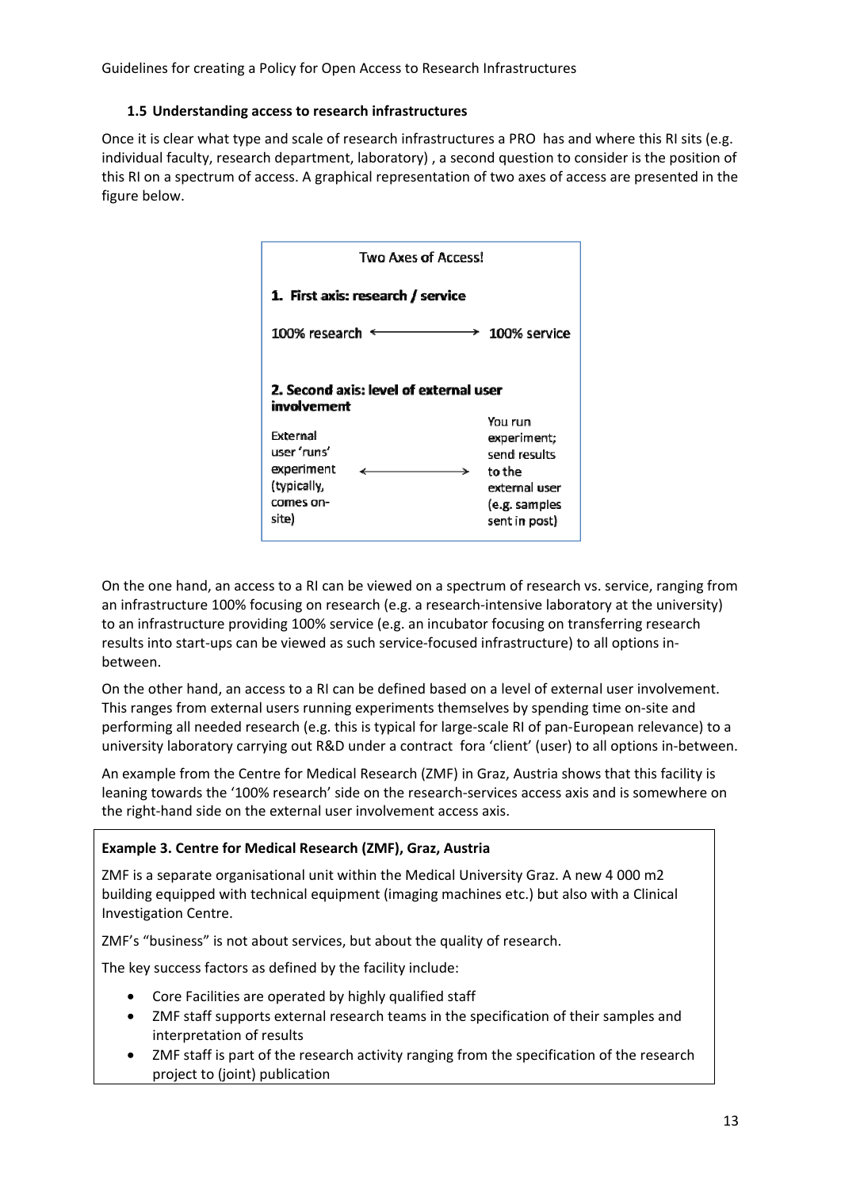### 1.5 Understanding access to research infrastructures

Once it is clear what type and scale of research infrastructures a PRO has and where this RI sits (e.g. individual faculty, research department, laboratory) , a second question to consider is the position of this RI on a spectrum of access. A graphical representation of two axes of access are presented in the figure below.

Two Axes of Access!

**1. First axis: research / service**

100% research ⟷ 100% service

**2. Second axis: level of external user involvement**

External user 'runs' experiment (typically, comes on-site) ⟷ You run experiment; send results to the external user (e.g. samples sent in post)

On the one hand, an access to a RI can be viewed on a spectrum of research vs. service, ranging from an infrastructure 100% focusing on research (e.g. a research-intensive laboratory at the university) to an infrastructure providing 100% service (e.g. an incubator focusing on transferring research results into start-ups can be viewed as such service-focused infrastructure) to all options in-between.

On the other hand, an access to a RI can be defined based on a level of external user involvement. This ranges from external users running experiments themselves by spending time on-site and performing all needed research (e.g. this is typical for large-scale RI of pan-European relevance) to a university laboratory carrying out R&D under a contract fora 'client' (user) to all options in-between.

An example from the Centre for Medical Research (ZMF) in Graz, Austria shows that this facility is leaning towards the '100% research' side on the research-services access axis and is somewhere on the right-hand side on the external user involvement access axis.

**Example 3. Centre for Medical Research (ZMF), Graz, Austria**

ZMF is a separate organisational unit within the Medical University Graz. A new 4 000 m2 building equipped with technical equipment (imaging machines etc.) but also with a Clinical Investigation Centre.

ZMF's "business" is not about services, but about the quality of research.

The key success factors as defined by the facility include:

- Core Facilities are operated by highly qualified staff
- ZMF staff supports external research teams in the specification of their samples and interpretation of results
- ZMF staff is part of the research activity ranging from the specification of the research project to (joint) publication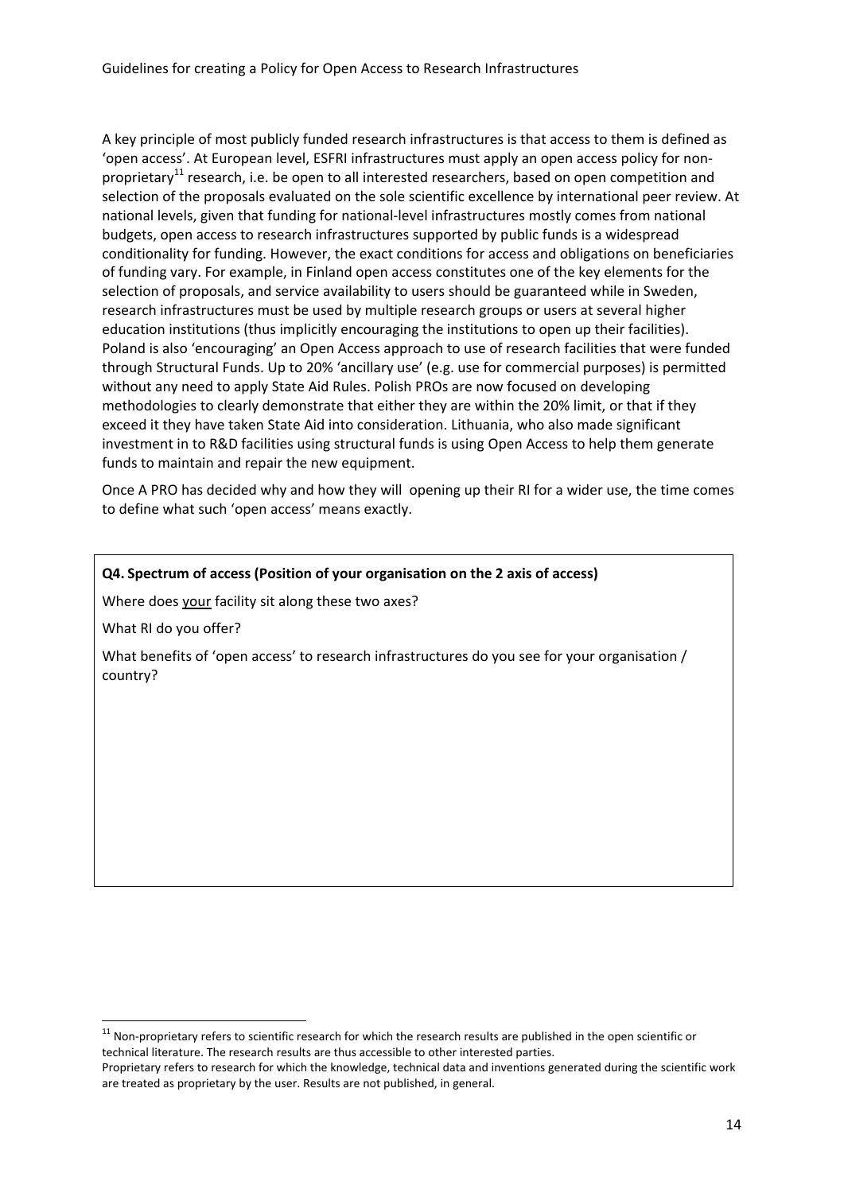A key principle of most publicly funded research infrastructures is that access to them is defined as 'open access'. At European level, ESFRI infrastructures must apply an open access policy for non-proprietary[11] research, i.e. be open to all interested researchers, based on open competition and selection of the proposals evaluated on the sole scientific excellence by international peer review. At national levels, given that funding for national-level infrastructures mostly comes from national budgets, open access to research infrastructures supported by public funds is a widespread conditionality for funding. However, the exact conditions for access and obligations on beneficiaries of funding vary. For example, in Finland open access constitutes one of the key elements for the selection of proposals, and service availability to users should be guaranteed while in Sweden, research infrastructures must be used by multiple research groups or users at several higher education institutions (thus implicitly encouraging the institutions to open up their facilities). Poland is also 'encouraging' an Open Access approach to use of research facilities that were funded through Structural Funds. Up to 20% 'ancillary use' (e.g. use for commercial purposes) is permitted without any need to apply State Aid Rules. Polish PROs are now focused on developing methodologies to clearly demonstrate that either they are within the 20% limit, or that if they exceed it they have taken State Aid into consideration. Lithuania, who also made significant investment in to R&D facilities using structural funds is using Open Access to help them generate funds to maintain and repair the new equipment.

Once A PRO has decided why and how they will opening up their RI for a wider use, the time comes to define what such 'open access' means exactly.

**Q4. Spectrum of access (Position of your organisation on the 2 axis of access)**

Where does <u>your</u> facility sit along these two axes?

What RI do you offer?

What benefits of 'open access' to research infrastructures do you see for your organisation / country?

---

[11] Non-proprietary refers to scientific research for which the research results are published in the open scientific or technical literature. The research results are thus accessible to other interested parties.
Proprietary refers to research for which the knowledge, technical data and inventions generated during the scientific work are treated as proprietary by the user. Results are not published, in general.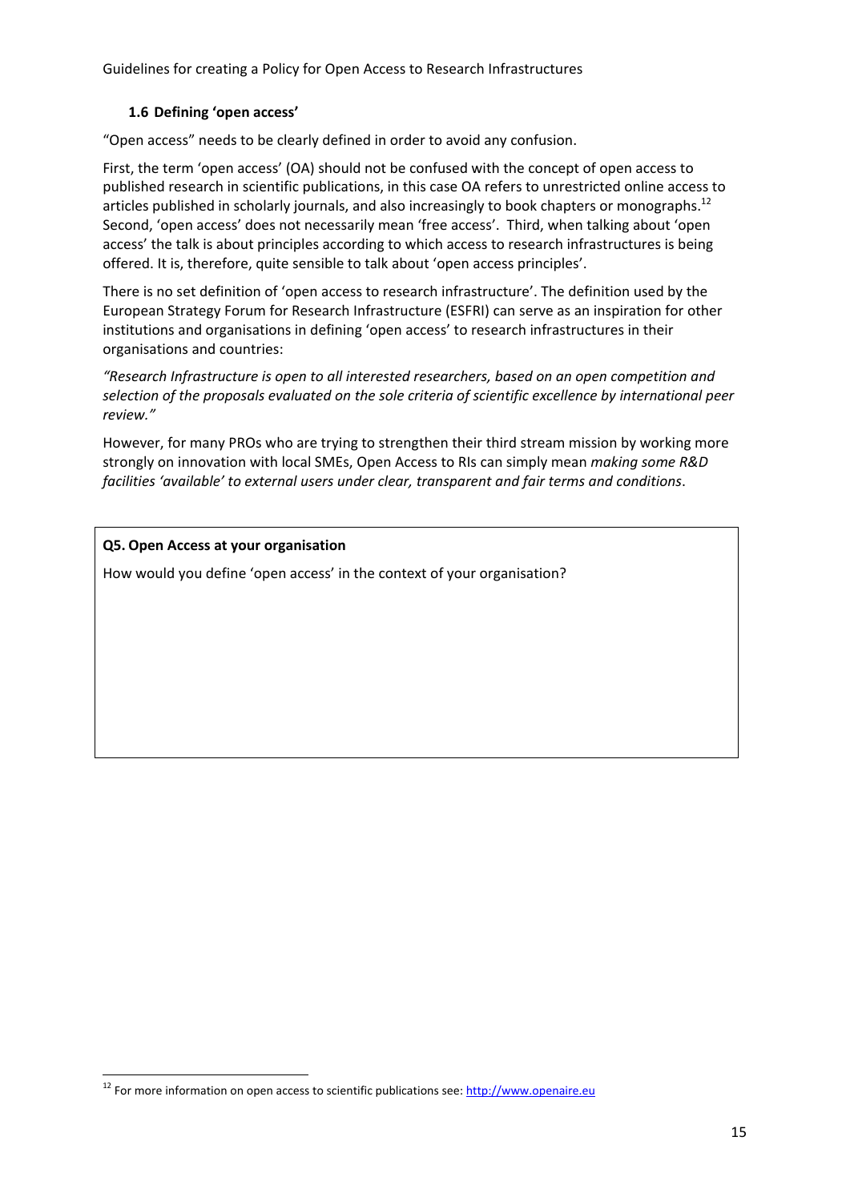### 1.6 Defining 'open access'

"Open access" needs to be clearly defined in order to avoid any confusion.

First, the term 'open access' (OA) should not be confused with the concept of open access to published research in scientific publications, in this case OA refers to unrestricted online access to articles published in scholarly journals, and also increasingly to book chapters or monographs.[12] Second, 'open access' does not necessarily mean 'free access'. Third, when talking about 'open access' the talk is about principles according to which access to research infrastructures is being offered. It is, therefore, quite sensible to talk about 'open access principles'.

There is no set definition of 'open access to research infrastructure'. The definition used by the European Strategy Forum for Research Infrastructure (ESFRI) can serve as an inspiration for other institutions and organisations in defining 'open access' to research infrastructures in their organisations and countries:

*"Research Infrastructure is open to all interested researchers, based on an open competition and selection of the proposals evaluated on the sole criteria of scientific excellence by international peer review."*

However, for many PROs who are trying to strengthen their third stream mission by working more strongly on innovation with local SMEs, Open Access to RIs can simply mean *making some R&D facilities 'available' to external users under clear, transparent and fair terms and conditions*.

**Q5. Open Access at your organisation**

How would you define 'open access' in the context of your organisation?

[12] For more information on open access to scientific publications see: http://www.openaire.eu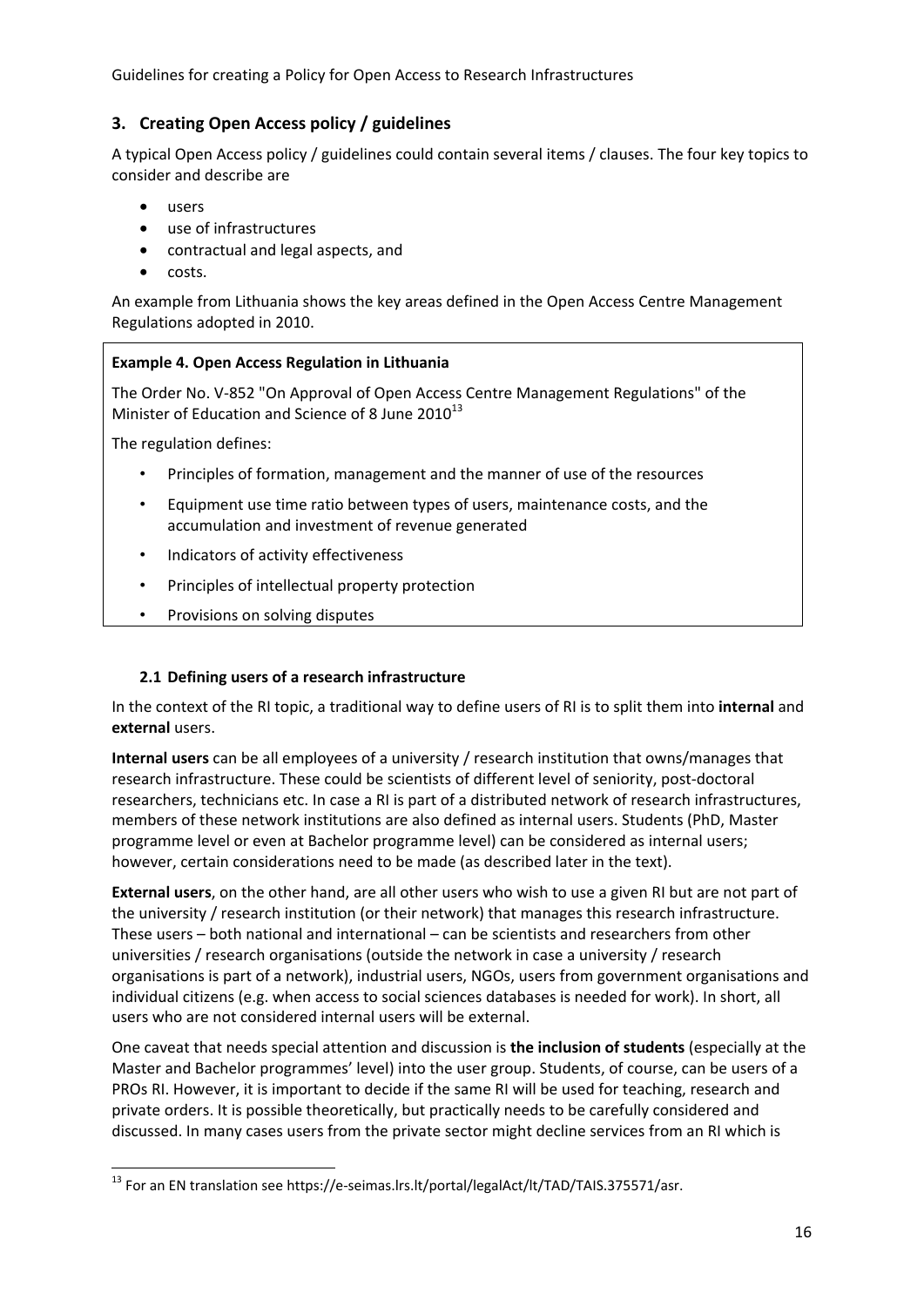## 3. Creating Open Access policy / guidelines

A typical Open Access policy / guidelines could contain several items / clauses. The four key topics to consider and describe are

- users
- use of infrastructures
- contractual and legal aspects, and
- costs.

An example from Lithuania shows the key areas defined in the Open Access Centre Management Regulations adopted in 2010.

> **Example 4. Open Access Regulation in Lithuania**
>
> The Order No. V-852 "On Approval of Open Access Centre Management Regulations" of the Minister of Education and Science of 8 June 2010[13]
>
> The regulation defines:
>
> - Principles of formation, management and the manner of use of the resources
> - Equipment use time ratio between types of users, maintenance costs, and the accumulation and investment of revenue generated
> - Indicators of activity effectiveness
> - Principles of intellectual property protection
> - Provisions on solving disputes

### 2.1 Defining users of a research infrastructure

In the context of the RI topic, a traditional way to define users of RI is to split them into **internal** and **external** users.

**Internal users** can be all employees of a university / research institution that owns/manages that research infrastructure. These could be scientists of different level of seniority, post-doctoral researchers, technicians etc. In case a RI is part of a distributed network of research infrastructures, members of these network institutions are also defined as internal users. Students (PhD, Master programme level or even at Bachelor programme level) can be considered as internal users; however, certain considerations need to be made (as described later in the text).

**External users**, on the other hand, are all other users who wish to use a given RI but are not part of the university / research institution (or their network) that manages this research infrastructure. These users – both national and international – can be scientists and researchers from other universities / research organisations (outside the network in case a university / research organisations is part of a network), industrial users, NGOs, users from government organisations and individual citizens (e.g. when access to social sciences databases is needed for work). In short, all users who are not considered internal users will be external.

One caveat that needs special attention and discussion is **the inclusion of students** (especially at the Master and Bachelor programmes' level) into the user group. Students, of course, can be users of a PROs RI. However, it is important to decide if the same RI will be used for teaching, research and private orders. It is possible theoretically, but practically needs to be carefully considered and discussed. In many cases users from the private sector might decline services from an RI which is

[13] For an EN translation see https://e-seimas.lrs.lt/portal/legalAct/lt/TAD/TAIS.375571/asr.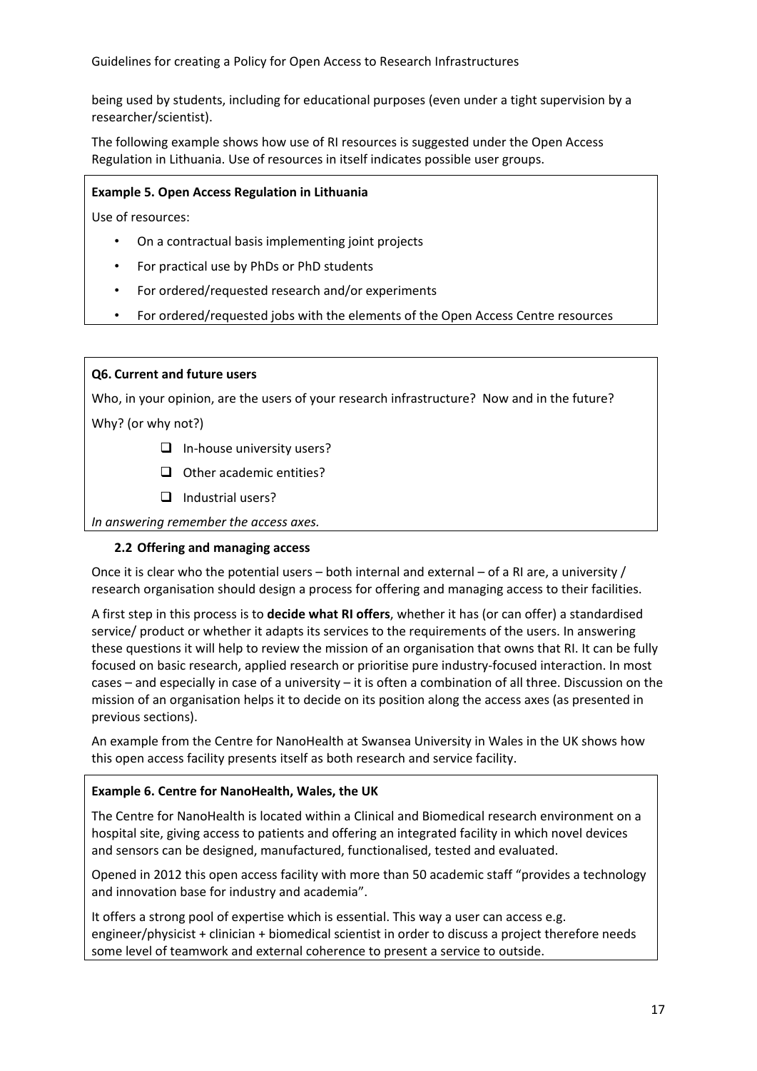being used by students, including for educational purposes (even under a tight supervision by a researcher/scientist).

The following example shows how use of RI resources is suggested under the Open Access Regulation in Lithuania. Use of resources in itself indicates possible user groups.

**Example 5. Open Access Regulation in Lithuania**

Use of resources:

- On a contractual basis implementing joint projects
- For practical use by PhDs or PhD students
- For ordered/requested research and/or experiments
- For ordered/requested jobs with the elements of the Open Access Centre resources

**Q6. Current and future users**

Who, in your opinion, are the users of your research infrastructure? Now and in the future? Why? (or why not?)

- ☐ In-house university users?
- ☐ Other academic entities?
- ☐ Industrial users?

*In answering remember the access axes.*

### 2.2 Offering and managing access

Once it is clear who the potential users – both internal and external – of a RI are, a university / research organisation should design a process for offering and managing access to their facilities.

A first step in this process is to **decide what RI offers**, whether it has (or can offer) a standardised service/ product or whether it adapts its services to the requirements of the users. In answering these questions it will help to review the mission of an organisation that owns that RI. It can be fully focused on basic research, applied research or prioritise pure industry-focused interaction. In most cases – and especially in case of a university – it is often a combination of all three. Discussion on the mission of an organisation helps it to decide on its position along the access axes (as presented in previous sections).

An example from the Centre for NanoHealth at Swansea University in Wales in the UK shows how this open access facility presents itself as both research and service facility.

**Example 6. Centre for NanoHealth, Wales, the UK**

The Centre for NanoHealth is located within a Clinical and Biomedical research environment on a hospital site, giving access to patients and offering an integrated facility in which novel devices and sensors can be designed, manufactured, functionalised, tested and evaluated.

Opened in 2012 this open access facility with more than 50 academic staff "provides a technology and innovation base for industry and academia".

It offers a strong pool of expertise which is essential. This way a user can access e.g. engineer/physicist + clinician + biomedical scientist in order to discuss a project therefore needs some level of teamwork and external coherence to present a service to outside.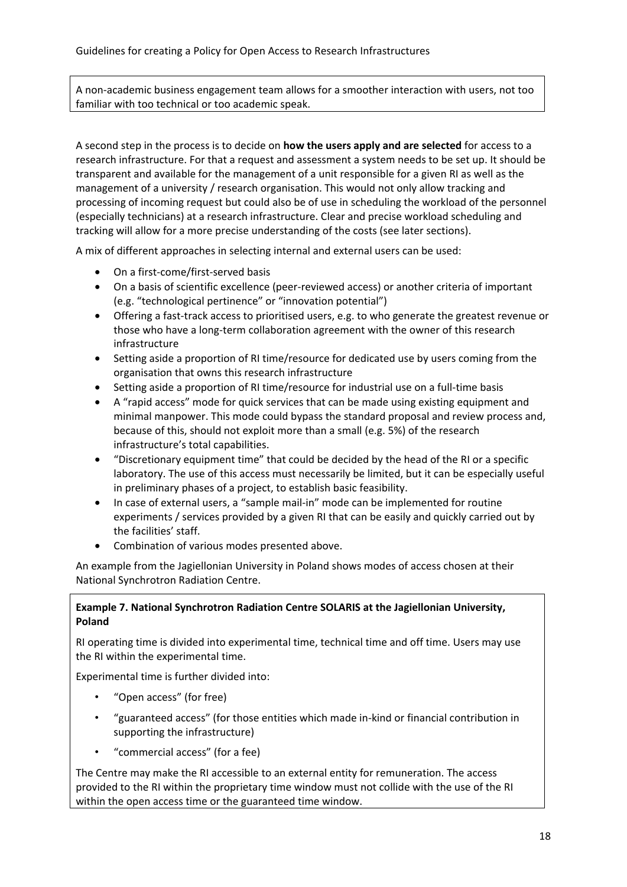A non-academic business engagement team allows for a smoother interaction with users, not too familiar with too technical or too academic speak.

A second step in the process is to decide on **how the users apply and are selected** for access to a research infrastructure. For that a request and assessment a system needs to be set up. It should be transparent and available for the management of a unit responsible for a given RI as well as the management of a university / research organisation. This would not only allow tracking and processing of incoming request but could also be of use in scheduling the workload of the personnel (especially technicians) at a research infrastructure. Clear and precise workload scheduling and tracking will allow for a more precise understanding of the costs (see later sections).

A mix of different approaches in selecting internal and external users can be used:

- On a first-come/first-served basis
- On a basis of scientific excellence (peer-reviewed access) or another criteria of important (e.g. "technological pertinence" or "innovation potential")
- Offering a fast-track access to prioritised users, e.g. to who generate the greatest revenue or those who have a long-term collaboration agreement with the owner of this research infrastructure
- Setting aside a proportion of RI time/resource for dedicated use by users coming from the organisation that owns this research infrastructure
- Setting aside a proportion of RI time/resource for industrial use on a full-time basis
- A "rapid access" mode for quick services that can be made using existing equipment and minimal manpower. This mode could bypass the standard proposal and review process and, because of this, should not exploit more than a small (e.g. 5%) of the research infrastructure's total capabilities.
- "Discretionary equipment time" that could be decided by the head of the RI or a specific laboratory. The use of this access must necessarily be limited, but it can be especially useful in preliminary phases of a project, to establish basic feasibility.
- In case of external users, a "sample mail-in" mode can be implemented for routine experiments / services provided by a given RI that can be easily and quickly carried out by the facilities' staff.
- Combination of various modes presented above.

An example from the Jagiellonian University in Poland shows modes of access chosen at their National Synchrotron Radiation Centre.

**Example 7. National Synchrotron Radiation Centre SOLARIS at the Jagiellonian University, Poland**

RI operating time is divided into experimental time, technical time and off time. Users may use the RI within the experimental time.

Experimental time is further divided into:

- "Open access" (for free)
- "guaranteed access" (for those entities which made in-kind or financial contribution in supporting the infrastructure)
- "commercial access" (for a fee)

The Centre may make the RI accessible to an external entity for remuneration. The access provided to the RI within the proprietary time window must not collide with the use of the RI within the open access time or the guaranteed time window.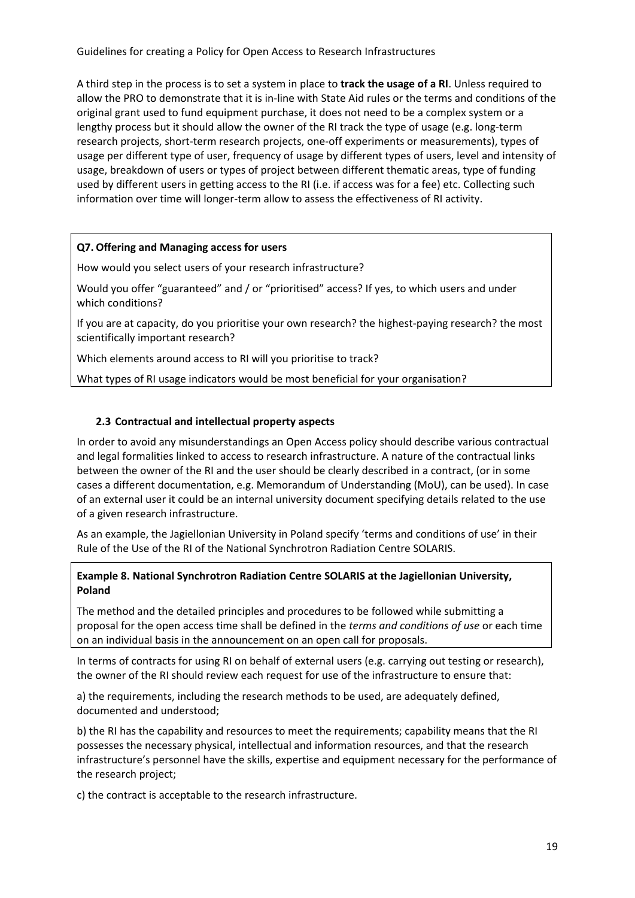A third step in the process is to set a system in place to **track the usage of a RI**. Unless required to allow the PRO to demonstrate that it is in-line with State Aid rules or the terms and conditions of the original grant used to fund equipment purchase, it does not need to be a complex system or a lengthy process but it should allow the owner of the RI track the type of usage (e.g. long-term research projects, short-term research projects, one-off experiments or measurements), types of usage per different type of user, frequency of usage by different types of users, level and intensity of usage, breakdown of users or types of project between different thematic areas, type of funding used by different users in getting access to the RI (i.e. if access was for a fee) etc. Collecting such information over time will longer-term allow to assess the effectiveness of RI activity.

**Q7. Offering and Managing access for users**

How would you select users of your research infrastructure?

Would you offer "guaranteed" and / or "prioritised" access? If yes, to which users and under which conditions?

If you are at capacity, do you prioritise your own research? the highest-paying research? the most scientifically important research?

Which elements around access to RI will you prioritise to track?

What types of RI usage indicators would be most beneficial for your organisation?

### 2.3 Contractual and intellectual property aspects

In order to avoid any misunderstandings an Open Access policy should describe various contractual and legal formalities linked to access to research infrastructure. A nature of the contractual links between the owner of the RI and the user should be clearly described in a contract, (or in some cases a different documentation, e.g. Memorandum of Understanding (MoU), can be used). In case of an external user it could be an internal university document specifying details related to the use of a given research infrastructure.

As an example, the Jagiellonian University in Poland specify 'terms and conditions of use' in their Rule of the Use of the RI of the National Synchrotron Radiation Centre SOLARIS.

**Example 8. National Synchrotron Radiation Centre SOLARIS at the Jagiellonian University, Poland**

The method and the detailed principles and procedures to be followed while submitting a proposal for the open access time shall be defined in the *terms and conditions of use* or each time on an individual basis in the announcement on an open call for proposals.

In terms of contracts for using RI on behalf of external users (e.g. carrying out testing or research), the owner of the RI should review each request for use of the infrastructure to ensure that:

a) the requirements, including the research methods to be used, are adequately defined, documented and understood;

b) the RI has the capability and resources to meet the requirements; capability means that the RI possesses the necessary physical, intellectual and information resources, and that the research infrastructure's personnel have the skills, expertise and equipment necessary for the performance of the research project;

c) the contract is acceptable to the research infrastructure.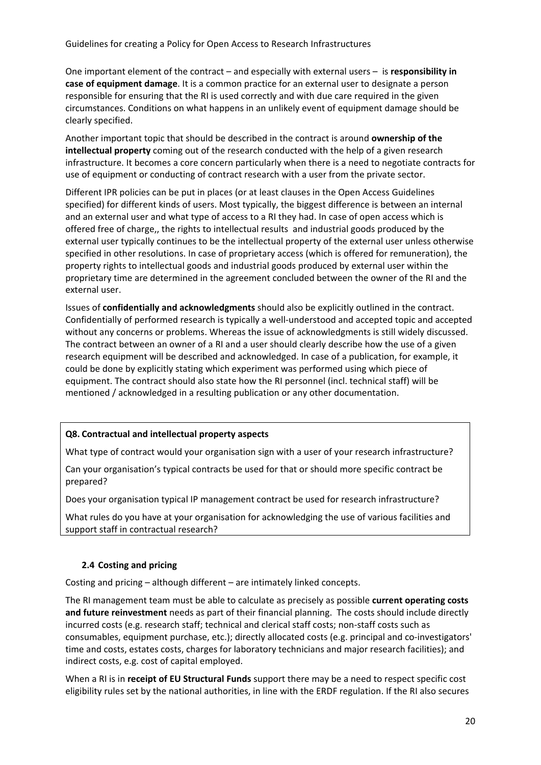One important element of the contract – and especially with external users – is **responsibility in case of equipment damage**. It is a common practice for an external user to designate a person responsible for ensuring that the RI is used correctly and with due care required in the given circumstances. Conditions on what happens in an unlikely event of equipment damage should be clearly specified.

Another important topic that should be described in the contract is around **ownership of the intellectual property** coming out of the research conducted with the help of a given research infrastructure. It becomes a core concern particularly when there is a need to negotiate contracts for use of equipment or conducting of contract research with a user from the private sector.

Different IPR policies can be put in places (or at least clauses in the Open Access Guidelines specified) for different kinds of users. Most typically, the biggest difference is between an internal and an external user and what type of access to a RI they had. In case of open access which is offered free of charge,, the rights to intellectual results and industrial goods produced by the external user typically continues to be the intellectual property of the external user unless otherwise specified in other resolutions. In case of proprietary access (which is offered for remuneration), the property rights to intellectual goods and industrial goods produced by external user within the proprietary time are determined in the agreement concluded between the owner of the RI and the external user.

Issues of **confidentially and acknowledgments** should also be explicitly outlined in the contract. Confidentially of performed research is typically a well-understood and accepted topic and accepted without any concerns or problems. Whereas the issue of acknowledgments is still widely discussed. The contract between an owner of a RI and a user should clearly describe how the use of a given research equipment will be described and acknowledged. In case of a publication, for example, it could be done by explicitly stating which experiment was performed using which piece of equipment. The contract should also state how the RI personnel (incl. technical staff) will be mentioned / acknowledged in a resulting publication or any other documentation.

**Q8. Contractual and intellectual property aspects**

What type of contract would your organisation sign with a user of your research infrastructure?

Can your organisation's typical contracts be used for that or should more specific contract be prepared?

Does your organisation typical IP management contract be used for research infrastructure?

What rules do you have at your organisation for acknowledging the use of various facilities and support staff in contractual research?

### 2.4 Costing and pricing

Costing and pricing – although different – are intimately linked concepts.

The RI management team must be able to calculate as precisely as possible **current operating costs and future reinvestment** needs as part of their financial planning. The costs should include directly incurred costs (e.g. research staff; technical and clerical staff costs; non-staff costs such as consumables, equipment purchase, etc.); directly allocated costs (e.g. principal and co-investigators' time and costs, estates costs, charges for laboratory technicians and major research facilities); and indirect costs, e.g. cost of capital employed.

When a RI is in **receipt of EU Structural Funds** support there may be a need to respect specific cost eligibility rules set by the national authorities, in line with the ERDF regulation. If the RI also secures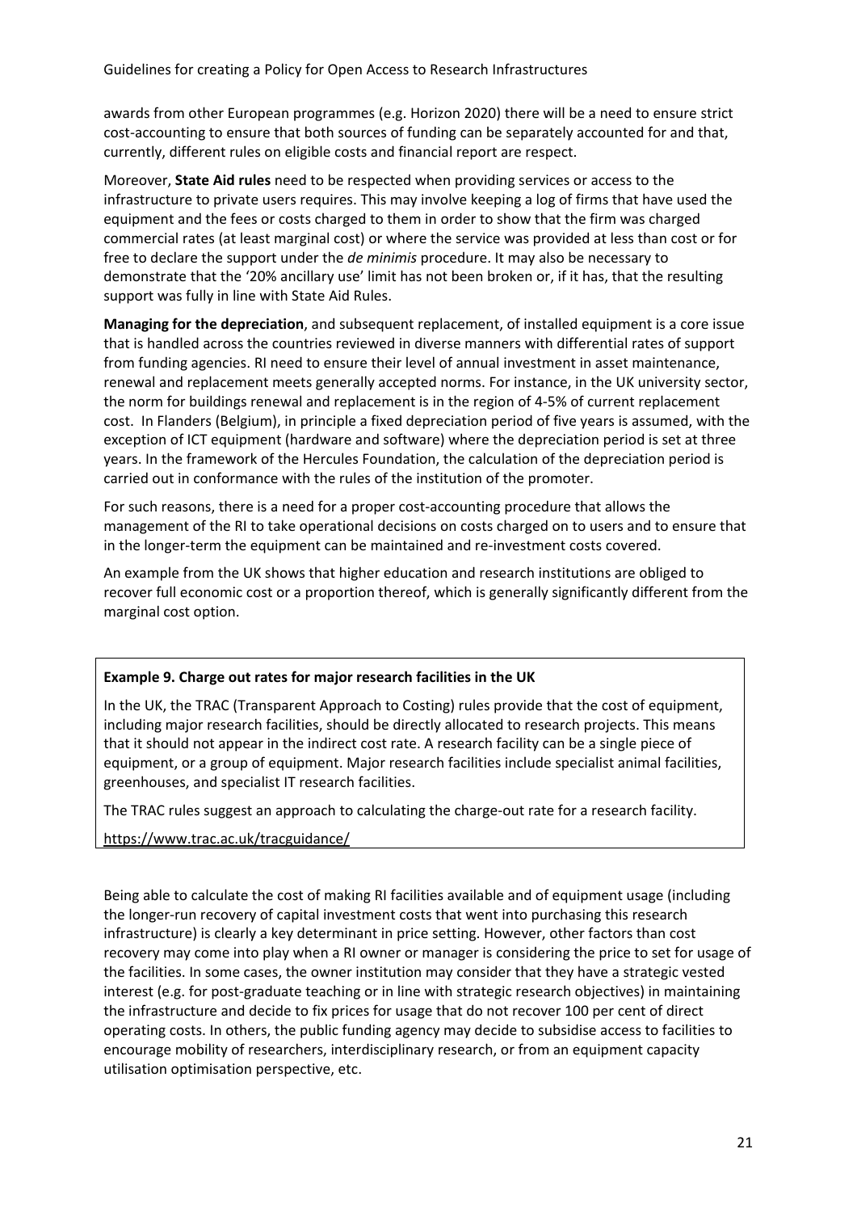awards from other European programmes (e.g. Horizon 2020) there will be a need to ensure strict cost-accounting to ensure that both sources of funding can be separately accounted for and that, currently, different rules on eligible costs and financial report are respect.

Moreover, **State Aid rules** need to be respected when providing services or access to the infrastructure to private users requires. This may involve keeping a log of firms that have used the equipment and the fees or costs charged to them in order to show that the firm was charged commercial rates (at least marginal cost) or where the service was provided at less than cost or for free to declare the support under the *de minimis* procedure. It may also be necessary to demonstrate that the '20% ancillary use' limit has not been broken or, if it has, that the resulting support was fully in line with State Aid Rules.

**Managing for the depreciation**, and subsequent replacement, of installed equipment is a core issue that is handled across the countries reviewed in diverse manners with differential rates of support from funding agencies. RI need to ensure their level of annual investment in asset maintenance, renewal and replacement meets generally accepted norms. For instance, in the UK university sector, the norm for buildings renewal and replacement is in the region of 4-5% of current replacement cost. In Flanders (Belgium), in principle a fixed depreciation period of five years is assumed, with the exception of ICT equipment (hardware and software) where the depreciation period is set at three years. In the framework of the Hercules Foundation, the calculation of the depreciation period is carried out in conformance with the rules of the institution of the promoter.

For such reasons, there is a need for a proper cost-accounting procedure that allows the management of the RI to take operational decisions on costs charged on to users and to ensure that in the longer-term the equipment can be maintained and re-investment costs covered.

An example from the UK shows that higher education and research institutions are obliged to recover full economic cost or a proportion thereof, which is generally significantly different from the marginal cost option.

> **Example 9. Charge out rates for major research facilities in the UK**
>
> In the UK, the TRAC (Transparent Approach to Costing) rules provide that the cost of equipment, including major research facilities, should be directly allocated to research projects. This means that it should not appear in the indirect cost rate. A research facility can be a single piece of equipment, or a group of equipment. Major research facilities include specialist animal facilities, greenhouses, and specialist IT research facilities.
>
> The TRAC rules suggest an approach to calculating the charge-out rate for a research facility.
>
> https://www.trac.ac.uk/tracguidance/

Being able to calculate the cost of making RI facilities available and of equipment usage (including the longer-run recovery of capital investment costs that went into purchasing this research infrastructure) is clearly a key determinant in price setting. However, other factors than cost recovery may come into play when a RI owner or manager is considering the price to set for usage of the facilities. In some cases, the owner institution may consider that they have a strategic vested interest (e.g. for post-graduate teaching or in line with strategic research objectives) in maintaining the infrastructure and decide to fix prices for usage that do not recover 100 per cent of direct operating costs. In others, the public funding agency may decide to subsidise access to facilities to encourage mobility of researchers, interdisciplinary research, or from an equipment capacity utilisation optimisation perspective, etc.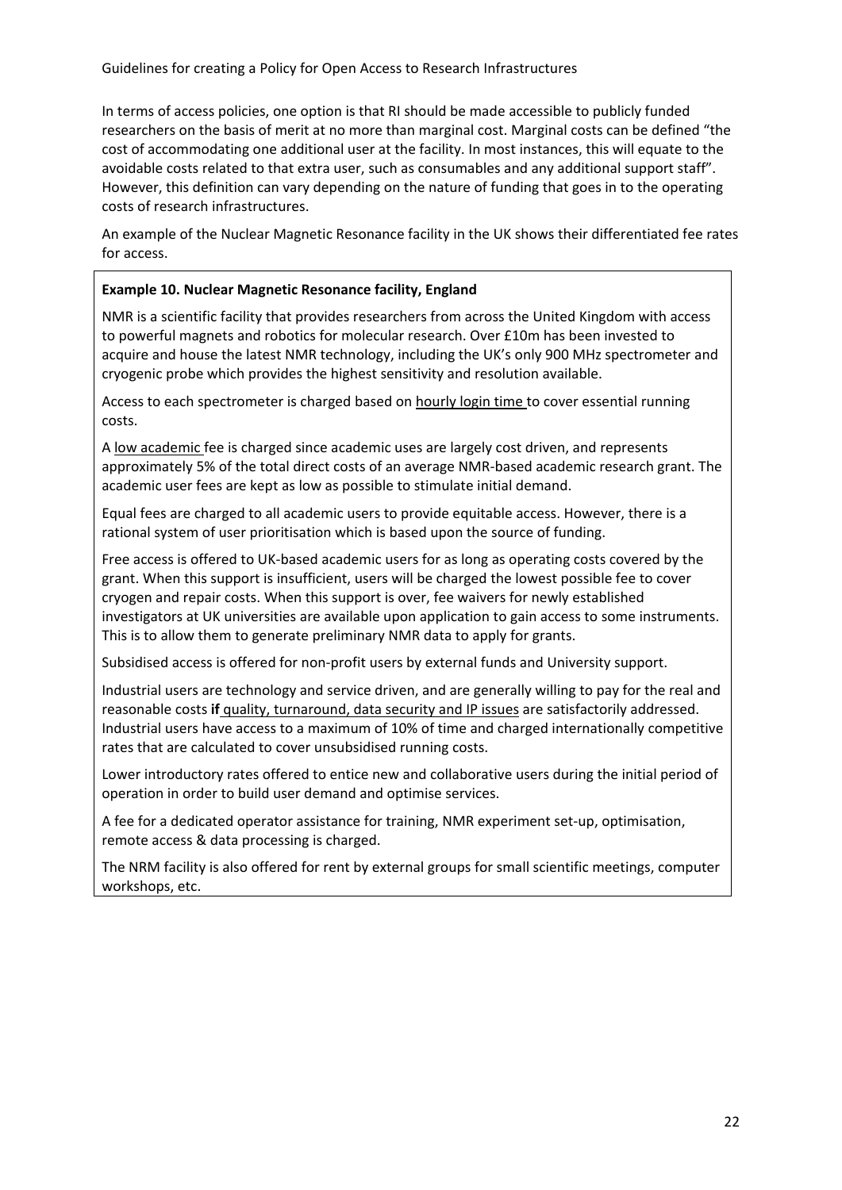In terms of access policies, one option is that RI should be made accessible to publicly funded researchers on the basis of merit at no more than marginal cost. Marginal costs can be defined "the cost of accommodating one additional user at the facility. In most instances, this will equate to the avoidable costs related to that extra user, such as consumables and any additional support staff". However, this definition can vary depending on the nature of funding that goes in to the operating costs of research infrastructures.

An example of the Nuclear Magnetic Resonance facility in the UK shows their differentiated fee rates for access.

**Example 10. Nuclear Magnetic Resonance facility, England**

NMR is a scientific facility that provides researchers from across the United Kingdom with access to powerful magnets and robotics for molecular research. Over £10m has been invested to acquire and house the latest NMR technology, including the UK's only 900 MHz spectrometer and cryogenic probe which provides the highest sensitivity and resolution available.

Access to each spectrometer is charged based on <u>hourly login time</u> to cover essential running costs.

A <u>low academic</u> fee is charged since academic uses are largely cost driven, and represents approximately 5% of the total direct costs of an average NMR-based academic research grant. The academic user fees are kept as low as possible to stimulate initial demand.

Equal fees are charged to all academic users to provide equitable access. However, there is a rational system of user prioritisation which is based upon the source of funding.

Free access is offered to UK-based academic users for as long as operating costs covered by the grant. When this support is insufficient, users will be charged the lowest possible fee to cover cryogen and repair costs. When this support is over, fee waivers for newly established investigators at UK universities are available upon application to gain access to some instruments. This is to allow them to generate preliminary NMR data to apply for grants.

Subsidised access is offered for non-profit users by external funds and University support.

Industrial users are technology and service driven, and are generally willing to pay for the real and reasonable costs **if** <u>quality, turnaround, data security and IP issues</u> are satisfactorily addressed. Industrial users have access to a maximum of 10% of time and charged internationally competitive rates that are calculated to cover unsubsidised running costs.

Lower introductory rates offered to entice new and collaborative users during the initial period of operation in order to build user demand and optimise services.

A fee for a dedicated operator assistance for training, NMR experiment set-up, optimisation, remote access & data processing is charged.

The NRM facility is also offered for rent by external groups for small scientific meetings, computer workshops, etc.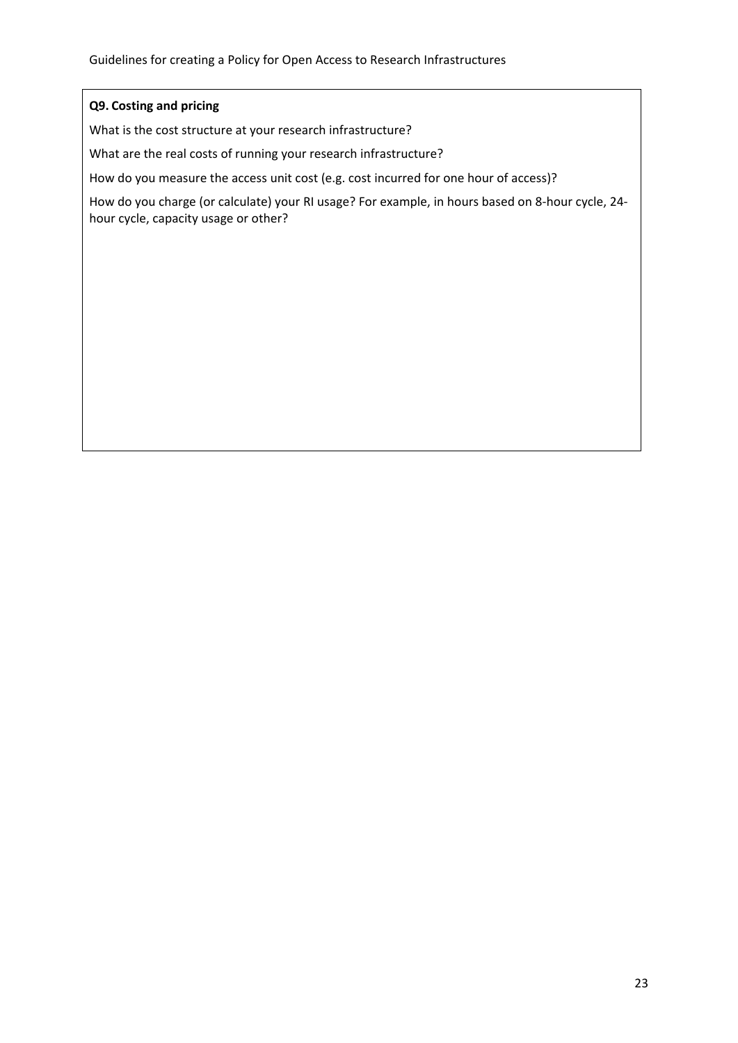**Q9. Costing and pricing**

What is the cost structure at your research infrastructure?

What are the real costs of running your research infrastructure?

How do you measure the access unit cost (e.g. cost incurred for one hour of access)?

How do you charge (or calculate) your RI usage? For example, in hours based on 8-hour cycle, 24-hour cycle, capacity usage or other?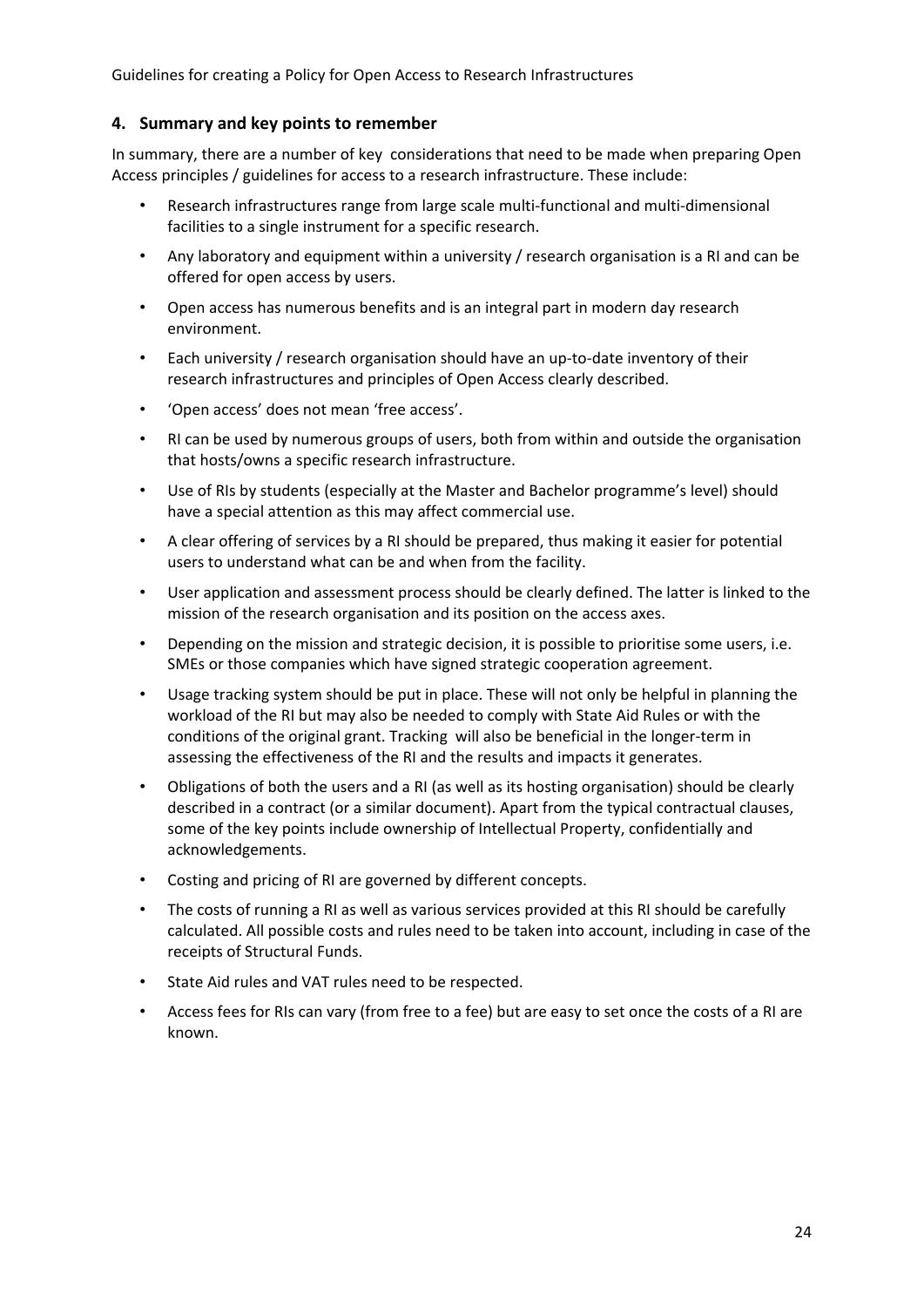## 4. Summary and key points to remember

In summary, there are a number of key considerations that need to be made when preparing Open Access principles / guidelines for access to a research infrastructure. These include:

- Research infrastructures range from large scale multi-functional and multi-dimensional facilities to a single instrument for a specific research.
- Any laboratory and equipment within a university / research organisation is a RI and can be offered for open access by users.
- Open access has numerous benefits and is an integral part in modern day research environment.
- Each university / research organisation should have an up-to-date inventory of their research infrastructures and principles of Open Access clearly described.
- 'Open access' does not mean 'free access'.
- RI can be used by numerous groups of users, both from within and outside the organisation that hosts/owns a specific research infrastructure.
- Use of RIs by students (especially at the Master and Bachelor programme's level) should have a special attention as this may affect commercial use.
- A clear offering of services by a RI should be prepared, thus making it easier for potential users to understand what can be and when from the facility.
- User application and assessment process should be clearly defined. The latter is linked to the mission of the research organisation and its position on the access axes.
- Depending on the mission and strategic decision, it is possible to prioritise some users, i.e. SMEs or those companies which have signed strategic cooperation agreement.
- Usage tracking system should be put in place. These will not only be helpful in planning the workload of the RI but may also be needed to comply with State Aid Rules or with the conditions of the original grant. Tracking will also be beneficial in the longer-term in assessing the effectiveness of the RI and the results and impacts it generates.
- Obligations of both the users and a RI (as well as its hosting organisation) should be clearly described in a contract (or a similar document). Apart from the typical contractual clauses, some of the key points include ownership of Intellectual Property, confidentially and acknowledgements.
- Costing and pricing of RI are governed by different concepts.
- The costs of running a RI as well as various services provided at this RI should be carefully calculated. All possible costs and rules need to be taken into account, including in case of the receipts of Structural Funds.
- State Aid rules and VAT rules need to be respected.
- Access fees for RIs can vary (from free to a fee) but are easy to set once the costs of a RI are known.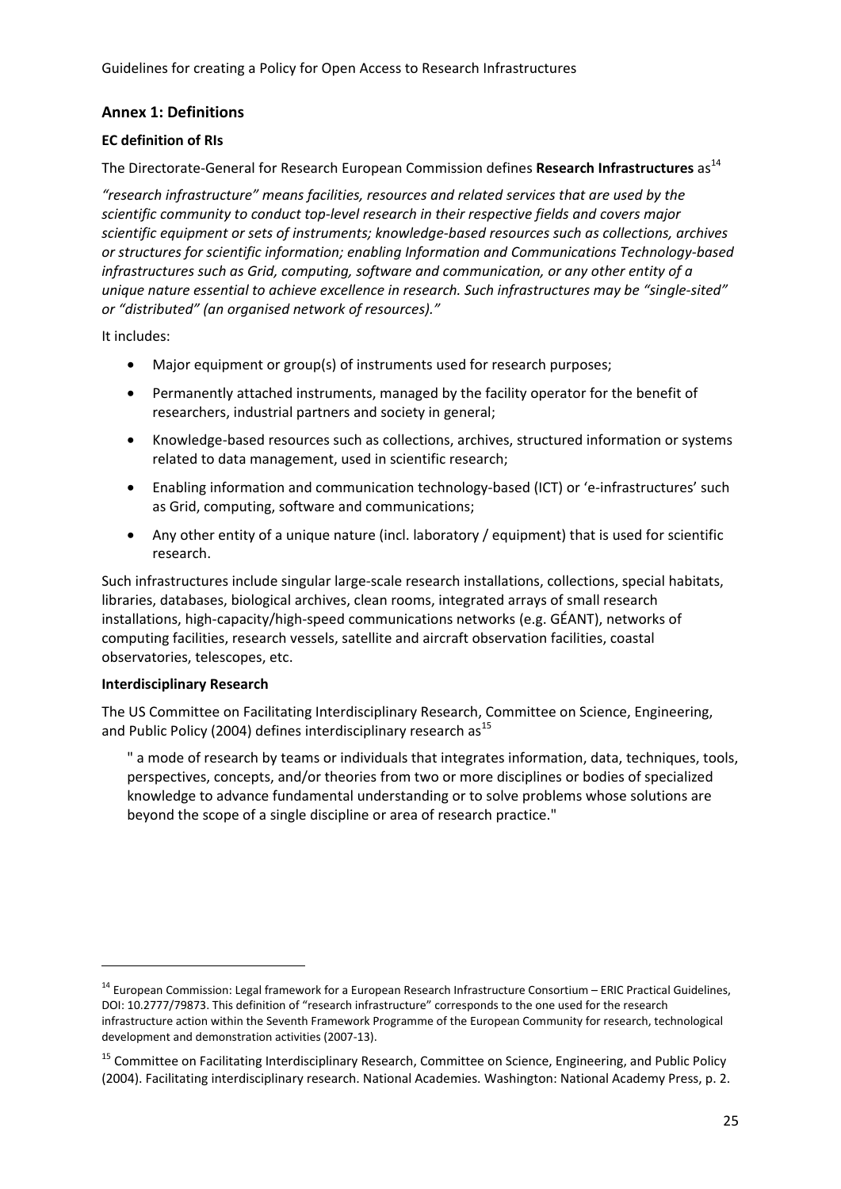## Annex 1: Definitions

### EC definition of RIs

The Directorate-General for Research European Commission defines **Research Infrastructures** as[14]

*"research infrastructure" means facilities, resources and related services that are used by the scientific community to conduct top-level research in their respective fields and covers major scientific equipment or sets of instruments; knowledge-based resources such as collections, archives or structures for scientific information; enabling Information and Communications Technology-based infrastructures such as Grid, computing, software and communication, or any other entity of a unique nature essential to achieve excellence in research. Such infrastructures may be "single-sited" or "distributed" (an organised network of resources)."*

It includes:

- Major equipment or group(s) of instruments used for research purposes;
- Permanently attached instruments, managed by the facility operator for the benefit of researchers, industrial partners and society in general;
- Knowledge-based resources such as collections, archives, structured information or systems related to data management, used in scientific research;
- Enabling information and communication technology-based (ICT) or 'e-infrastructures' such as Grid, computing, software and communications;
- Any other entity of a unique nature (incl. laboratory / equipment) that is used for scientific research.

Such infrastructures include singular large-scale research installations, collections, special habitats, libraries, databases, biological archives, clean rooms, integrated arrays of small research installations, high-capacity/high-speed communications networks (e.g. GÉANT), networks of computing facilities, research vessels, satellite and aircraft observation facilities, coastal observatories, telescopes, etc.

### Interdisciplinary Research

The US Committee on Facilitating Interdisciplinary Research, Committee on Science, Engineering, and Public Policy (2004) defines interdisciplinary research as[15]

> " a mode of research by teams or individuals that integrates information, data, techniques, tools, perspectives, concepts, and/or theories from two or more disciplines or bodies of specialized knowledge to advance fundamental understanding or to solve problems whose solutions are beyond the scope of a single discipline or area of research practice."

---

[14] European Commission: Legal framework for a European Research Infrastructure Consortium – ERIC Practical Guidelines, DOI: 10.2777/79873. This definition of "research infrastructure" corresponds to the one used for the research infrastructure action within the Seventh Framework Programme of the European Community for research, technological development and demonstration activities (2007-13).

[15] Committee on Facilitating Interdisciplinary Research, Committee on Science, Engineering, and Public Policy (2004). Facilitating interdisciplinary research. National Academies. Washington: National Academy Press, p. 2.